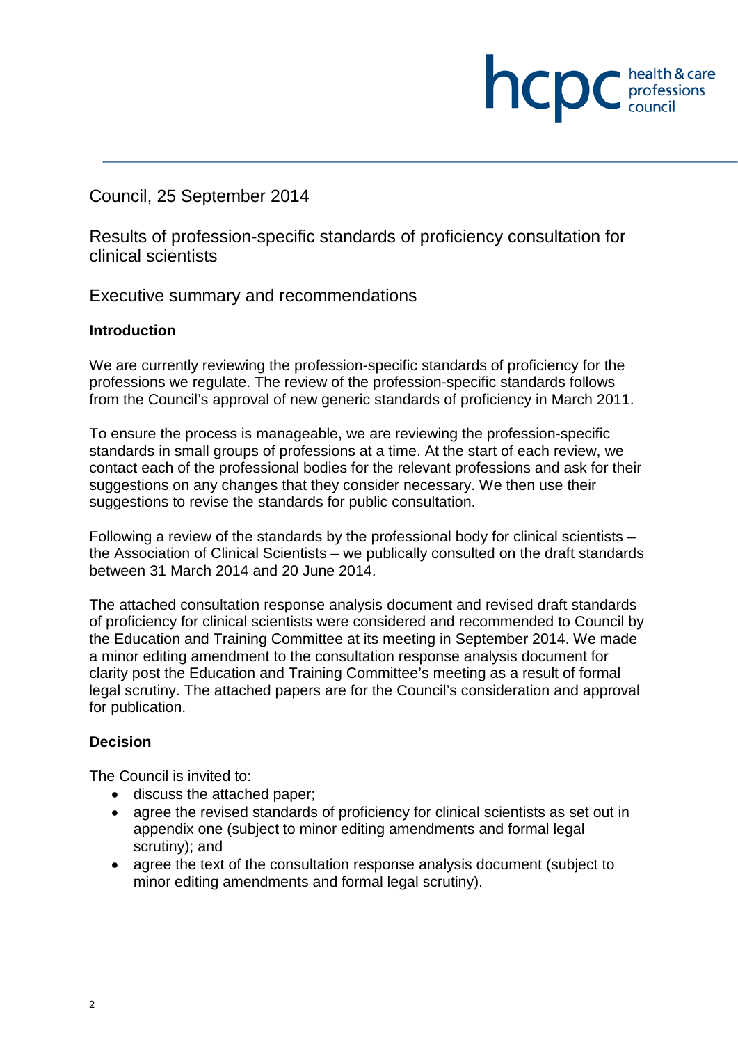Council, 25 September 2014

# Results of profession-specific standards of proficiency consultation for clinical scientists

## Executive summary and recommendations

**Introduction**

We are currently reviewing the profession-specific standards of proficiency for the professions we regulate. The review of the profession-specific standards follows from the Council's approval of new generic standards of proficiency in March 2011.

To ensure the process is manageable, we are reviewing the profession-specific standards in small groups of professions at a time. At the start of each review, we contact each of the professional bodies for the relevant professions and ask for their suggestions on any changes that they consider necessary. We then use their suggestions to revise the standards for public consultation.

Following a review of the standards by the professional body for clinical scientists – the Association of Clinical Scientists – we publically consulted on the draft standards between 31 March 2014 and 20 June 2014.

The attached consultation response analysis document and revised draft standards of proficiency for clinical scientists were considered and recommended to Council by the Education and Training Committee at its meeting in September 2014. We made a minor editing amendment to the consultation response analysis document for clarity post the Education and Training Committee's meeting as a result of formal legal scrutiny. The attached papers are for the Council's consideration and approval for publication.

**Decision**

The Council is invited to:

- discuss the attached paper;
- agree the revised standards of proficiency for clinical scientists as set out in appendix one (subject to minor editing amendments and formal legal scrutiny); and
- agree the text of the consultation response analysis document (subject to minor editing amendments and formal legal scrutiny).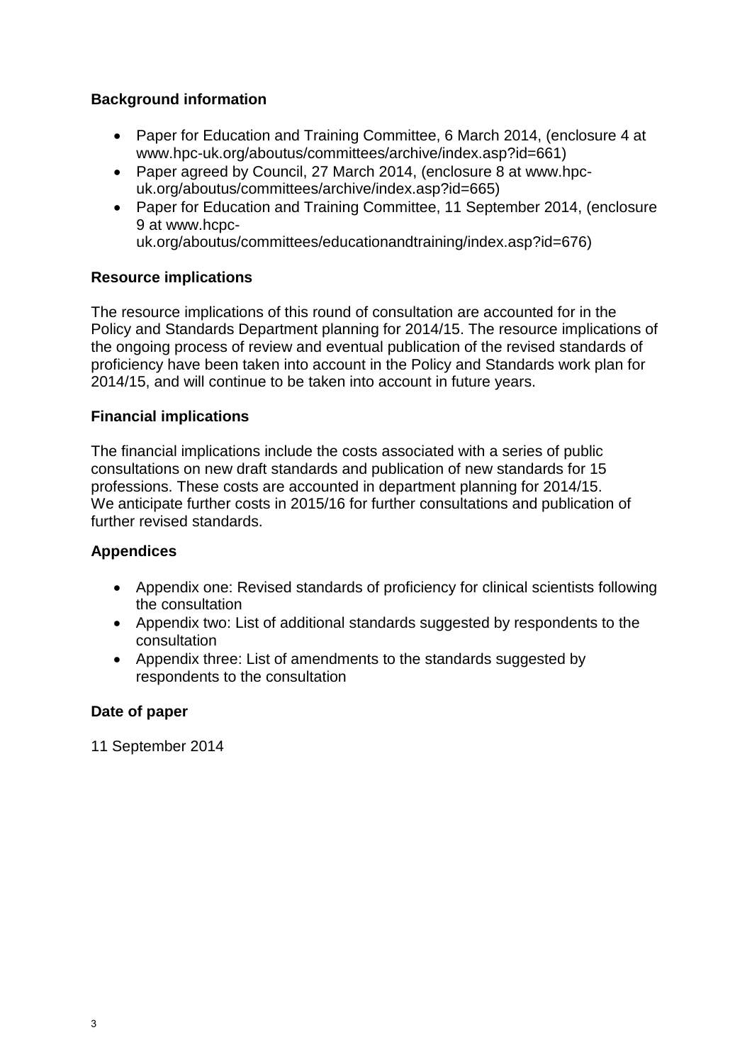**Background information**

- Paper for Education and Training Committee, 6 March 2014, (enclosure 4 at www.hpc-uk.org/aboutus/committees/archive/index.asp?id=661)
- Paper agreed by Council, 27 March 2014, (enclosure 8 at www.hpc-uk.org/aboutus/committees/archive/index.asp?id=665)
- Paper for Education and Training Committee, 11 September 2014, (enclosure 9 at www.hcpc-uk.org/aboutus/committees/educationandtraining/index.asp?id=676)

**Resource implications**

The resource implications of this round of consultation are accounted for in the Policy and Standards Department planning for 2014/15. The resource implications of the ongoing process of review and eventual publication of the revised standards of proficiency have been taken into account in the Policy and Standards work plan for 2014/15, and will continue to be taken into account in future years.

**Financial implications**

The financial implications include the costs associated with a series of public consultations on new draft standards and publication of new standards for 15 professions. These costs are accounted in department planning for 2014/15. We anticipate further costs in 2015/16 for further consultations and publication of further revised standards.

**Appendices**

- Appendix one: Revised standards of proficiency for clinical scientists following the consultation
- Appendix two: List of additional standards suggested by respondents to the consultation
- Appendix three: List of amendments to the standards suggested by respondents to the consultation

**Date of paper**

11 September 2014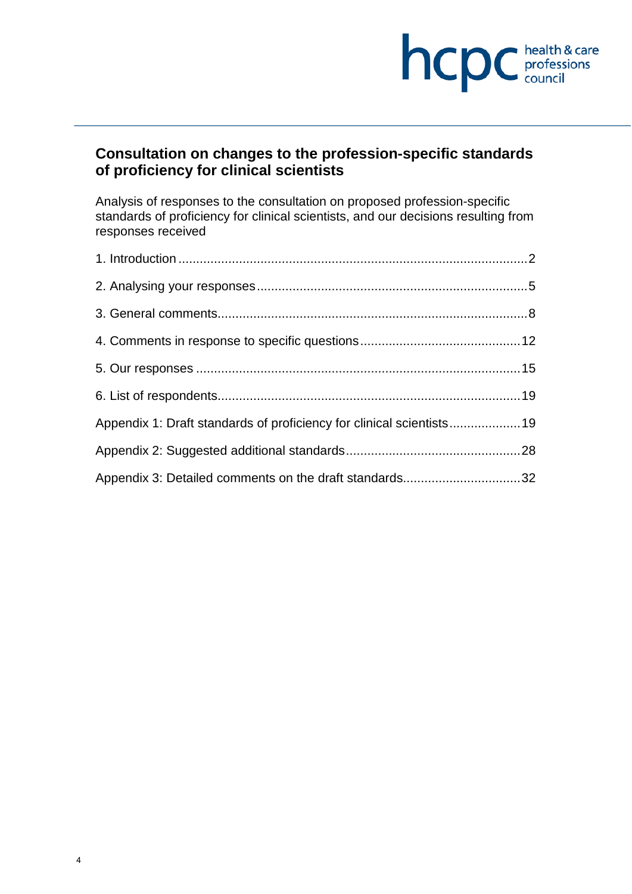## Consultation on changes to the profession-specific standards of proficiency for clinical scientists

Analysis of responses to the consultation on proposed profession-specific standards of proficiency for clinical scientists, and our decisions resulting from responses received

1. Introduction ........................................................................................ 2

2. Analysing your responses ................................................................... 5

3. General comments ............................................................................. 8

4. Comments in response to specific questions ..................................... 12

5. Our responses .................................................................................. 15

6. List of respondents ........................................................................... 19

Appendix 1: Draft standards of proficiency for clinical scientists ............... 19

Appendix 2: Suggested additional standards ........................................... 28

Appendix 3: Detailed comments on the draft standards ............................ 32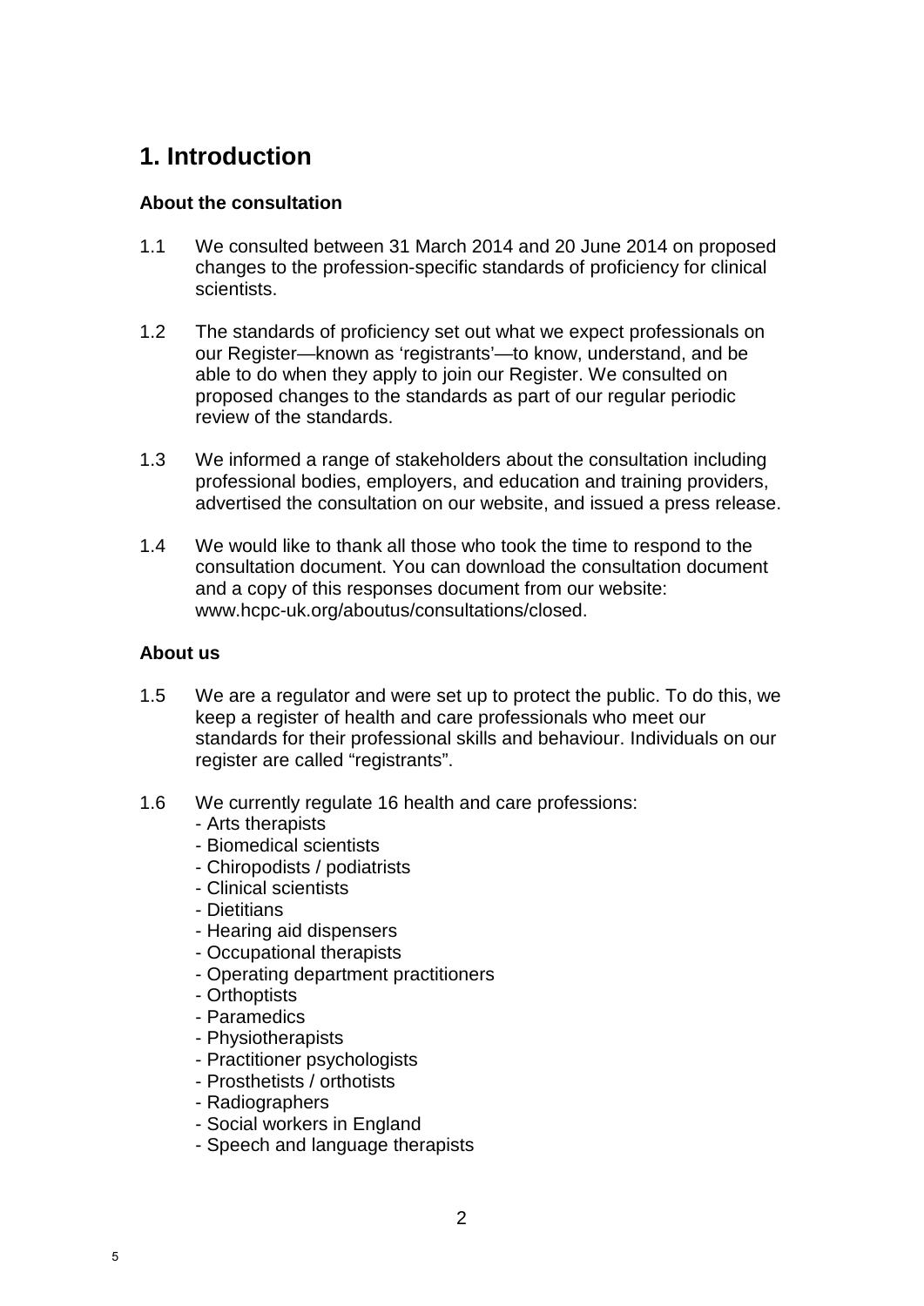# 1. Introduction

### About the consultation

1.1 We consulted between 31 March 2014 and 20 June 2014 on proposed changes to the profession-specific standards of proficiency for clinical scientists.

1.2 The standards of proficiency set out what we expect professionals on our Register—known as 'registrants'—to know, understand, and be able to do when they apply to join our Register. We consulted on proposed changes to the standards as part of our regular periodic review of the standards.

1.3 We informed a range of stakeholders about the consultation including professional bodies, employers, and education and training providers, advertised the consultation on our website, and issued a press release.

1.4 We would like to thank all those who took the time to respond to the consultation document. You can download the consultation document and a copy of this responses document from our website: www.hcpc-uk.org/aboutus/consultations/closed.

### About us

1.5 We are a regulator and were set up to protect the public. To do this, we keep a register of health and care professionals who meet our standards for their professional skills and behaviour. Individuals on our register are called "registrants".

1.6 We currently regulate 16 health and care professions:
- Arts therapists
- Biomedical scientists
- Chiropodists / podiatrists
- Clinical scientists
- Dietitians
- Hearing aid dispensers
- Occupational therapists
- Operating department practitioners
- Orthoptists
- Paramedics
- Physiotherapists
- Practitioner psychologists
- Prosthetists / orthotists
- Radiographers
- Social workers in England
- Speech and language therapists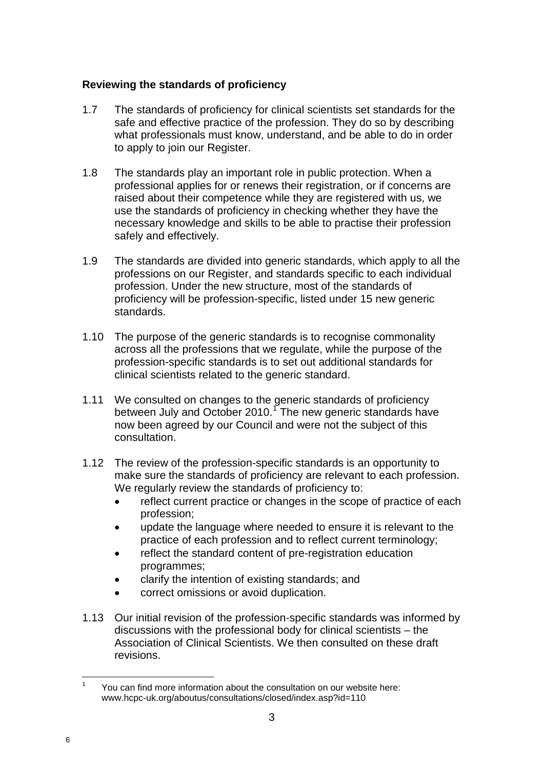**Reviewing the standards of proficiency**

1.7 The standards of proficiency for clinical scientists set standards for the safe and effective practice of the profession. They do so by describing what professionals must know, understand, and be able to do in order to apply to join our Register.

1.8 The standards play an important role in public protection. When a professional applies for or renews their registration, or if concerns are raised about their competence while they are registered with us, we use the standards of proficiency in checking whether they have the necessary knowledge and skills to be able to practise their profession safely and effectively.

1.9 The standards are divided into generic standards, which apply to all the professions on our Register, and standards specific to each individual profession. Under the new structure, most of the standards of proficiency will be profession-specific, listed under 15 new generic standards.

1.10 The purpose of the generic standards is to recognise commonality across all the professions that we regulate, while the purpose of the profession-specific standards is to set out additional standards for clinical scientists related to the generic standard.

1.11 We consulted on changes to the generic standards of proficiency between July and October 2010.[1] The new generic standards have now been agreed by our Council and were not the subject of this consultation.

1.12 The review of the profession-specific standards is an opportunity to make sure the standards of proficiency are relevant to each profession. We regularly review the standards of proficiency to:

- reflect current practice or changes in the scope of practice of each profession;
- update the language where needed to ensure it is relevant to the practice of each profession and to reflect current terminology;
- reflect the standard content of pre-registration education programmes;
- clarify the intention of existing standards; and
- correct omissions or avoid duplication.

1.13 Our initial revision of the profession-specific standards was informed by discussions with the professional body for clinical scientists – the Association of Clinical Scientists. We then consulted on these draft revisions.

---

[1] You can find more information about the consultation on our website here: www.hcpc-uk.org/aboutus/consultations/closed/index.asp?id=110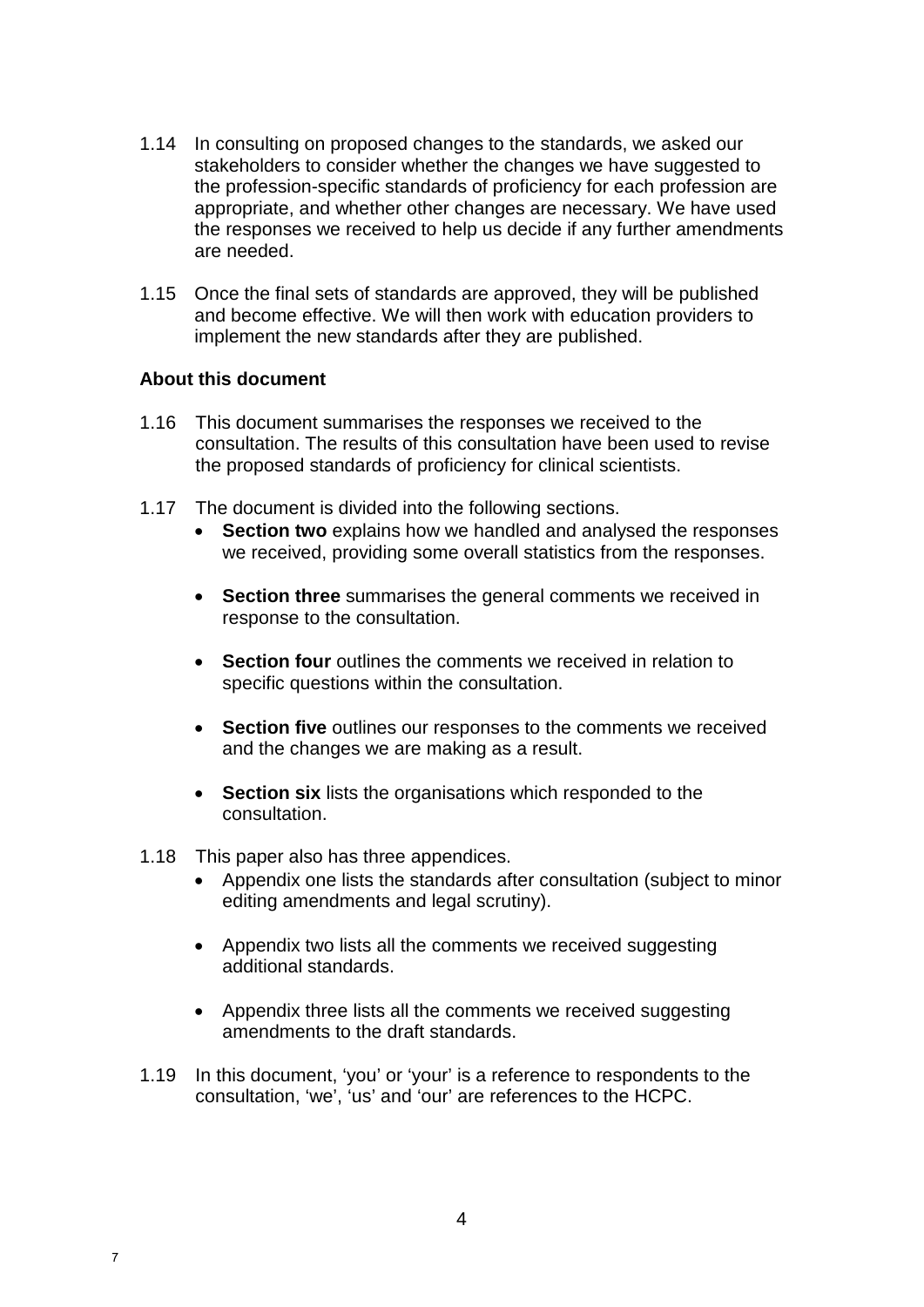1.14 In consulting on proposed changes to the standards, we asked our stakeholders to consider whether the changes we have suggested to the profession-specific standards of proficiency for each profession are appropriate, and whether other changes are necessary. We have used the responses we received to help us decide if any further amendments are needed.

1.15 Once the final sets of standards are approved, they will be published and become effective. We will then work with education providers to implement the new standards after they are published.

### About this document

1.16 This document summarises the responses we received to the consultation. The results of this consultation have been used to revise the proposed standards of proficiency for clinical scientists.

1.17 The document is divided into the following sections.

- **Section two** explains how we handled and analysed the responses we received, providing some overall statistics from the responses.
- **Section three** summarises the general comments we received in response to the consultation.
- **Section four** outlines the comments we received in relation to specific questions within the consultation.
- **Section five** outlines our responses to the comments we received and the changes we are making as a result.
- **Section six** lists the organisations which responded to the consultation.

1.18 This paper also has three appendices.

- Appendix one lists the standards after consultation (subject to minor editing amendments and legal scrutiny).
- Appendix two lists all the comments we received suggesting additional standards.
- Appendix three lists all the comments we received suggesting amendments to the draft standards.

1.19 In this document, 'you' or 'your' is a reference to respondents to the consultation, 'we', 'us' and 'our' are references to the HCPC.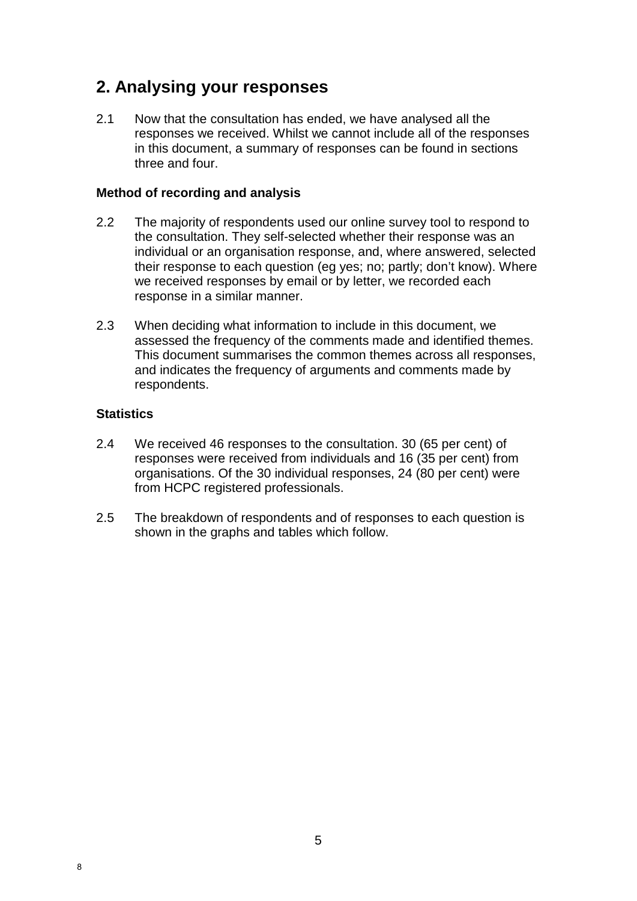## 2. Analysing your responses

2.1 Now that the consultation has ended, we have analysed all the responses we received. Whilst we cannot include all of the responses in this document, a summary of responses can be found in sections three and four.

**Method of recording and analysis**

2.2 The majority of respondents used our online survey tool to respond to the consultation. They self-selected whether their response was an individual or an organisation response, and, where answered, selected their response to each question (eg yes; no; partly; don't know). Where we received responses by email or by letter, we recorded each response in a similar manner.

2.3 When deciding what information to include in this document, we assessed the frequency of the comments made and identified themes. This document summarises the common themes across all responses, and indicates the frequency of arguments and comments made by respondents.

**Statistics**

2.4 We received 46 responses to the consultation. 30 (65 per cent) of responses were received from individuals and 16 (35 per cent) from organisations. Of the 30 individual responses, 24 (80 per cent) were from HCPC registered professionals.

2.5 The breakdown of respondents and of responses to each question is shown in the graphs and tables which follow.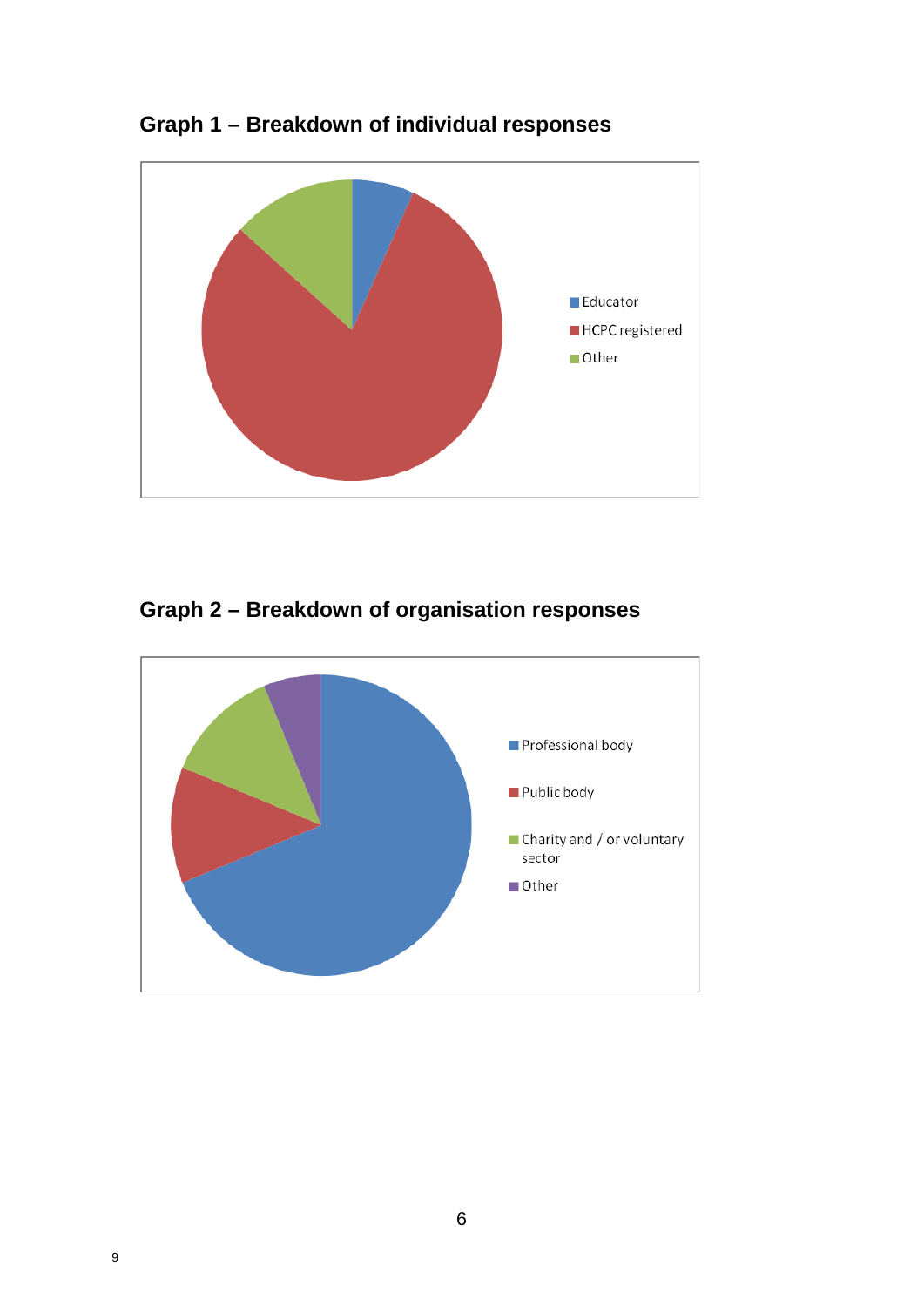## Graph 1 – Breakdown of individual responses

Educator

HCPC registered

Other

## Graph 2 – Breakdown of organisation responses

Professional body

Public body

Charity and / or voluntary sector

Other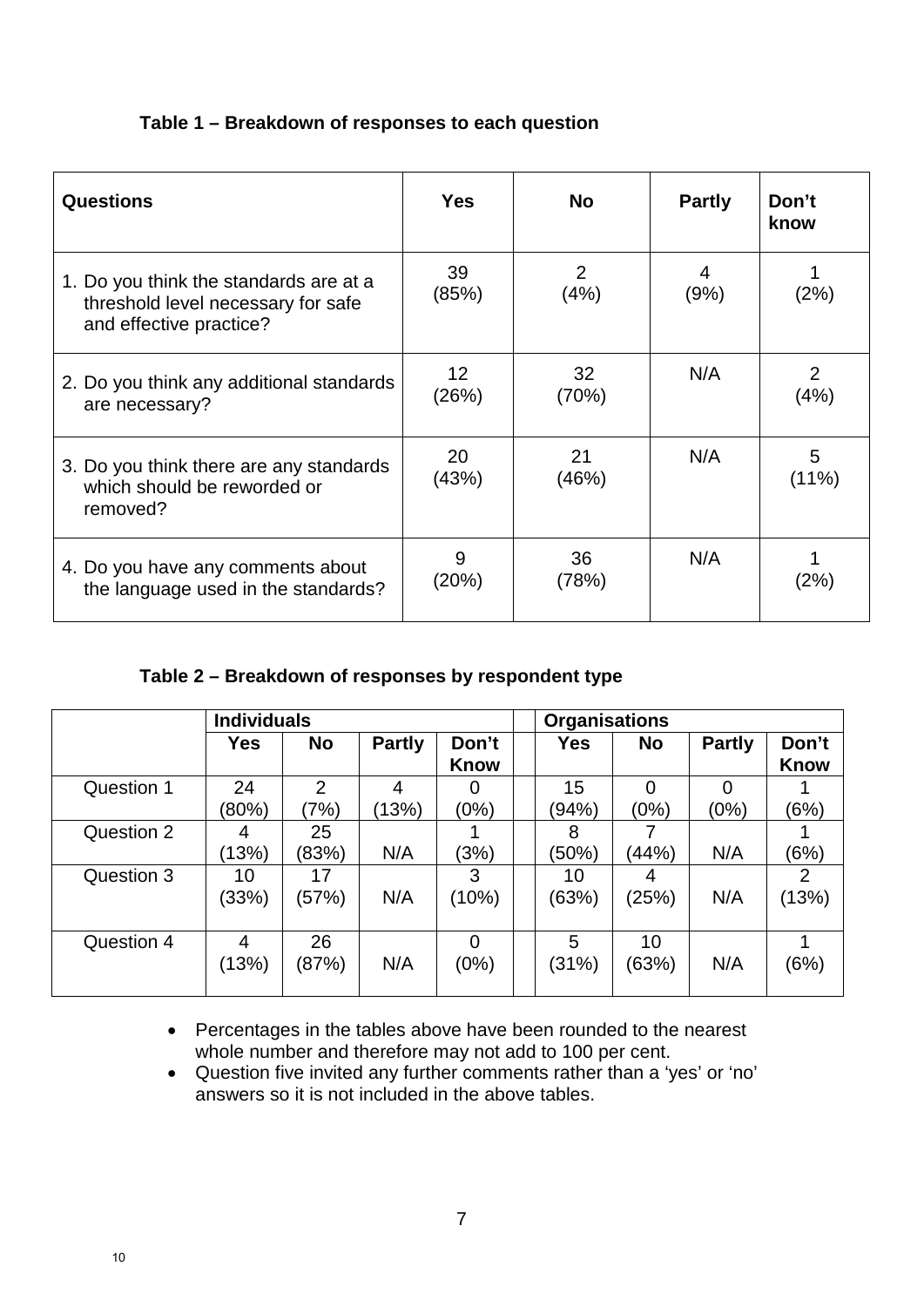**Table 1 – Breakdown of responses to each question**

| Questions | Yes | No | Partly | Don't know |
|---|---|---|---|---|
| 1. Do you think the standards are at a threshold level necessary for safe and effective practice? | 39 (85%) | 2 (4%) | 4 (9%) | 1 (2%) |
| 2. Do you think any additional standards are necessary? | 12 (26%) | 32 (70%) | N/A | 2 (4%) |
| 3. Do you think there are any standards which should be reworded or removed? | 20 (43%) | 21 (46%) | N/A | 5 (11%) |
| 4. Do you have any comments about the language used in the standards? | 9 (20%) | 36 (78%) | N/A | 1 (2%) |

**Table 2 – Breakdown of responses by respondent type**

| | Individuals | | | | | Organisations | | | |
|---|---|---|---|---|---|---|---|---|---|
| | Yes | No | Partly | Don't Know | | Yes | No | Partly | Don't Know |
| Question 1 | 24 (80%) | 2 (7%) | 4 (13%) | 0 (0%) | | 15 (94%) | 0 (0%) | 0 (0%) | 1 (6%) |
| Question 2 | 4 (13%) | 25 (83%) | N/A | 1 (3%) | | 8 (50%) | 7 (44%) | N/A | 1 (6%) |
| Question 3 | 10 (33%) | 17 (57%) | N/A | 3 (10%) | | 10 (63%) | 4 (25%) | N/A | 2 (13%) |
| Question 4 | 4 (13%) | 26 (87%) | N/A | 0 (0%) | | 5 (31%) | 10 (63%) | N/A | 1 (6%) |

- Percentages in the tables above have been rounded to the nearest whole number and therefore may not add to 100 per cent.
- Question five invited any further comments rather than a 'yes' or 'no' answers so it is not included in the above tables.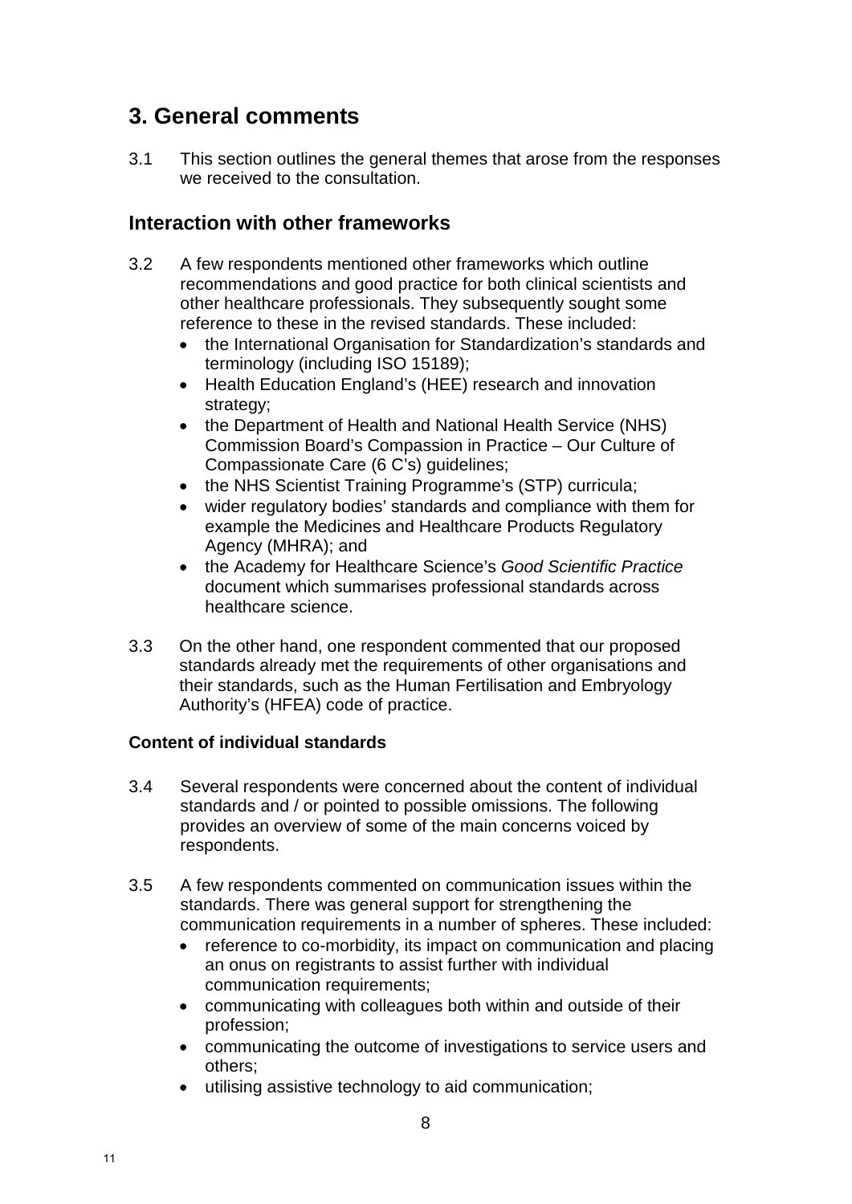## 3. General comments

3.1 This section outlines the general themes that arose from the responses we received to the consultation.

### Interaction with other frameworks

3.2 A few respondents mentioned other frameworks which outline recommendations and good practice for both clinical scientists and other healthcare professionals. They subsequently sought some reference to these in the revised standards. These included:

- the International Organisation for Standardization's standards and terminology (including ISO 15189);
- Health Education England's (HEE) research and innovation strategy;
- the Department of Health and National Health Service (NHS) Commission Board's Compassion in Practice – Our Culture of Compassionate Care (6 C's) guidelines;
- the NHS Scientist Training Programme's (STP) curricula;
- wider regulatory bodies' standards and compliance with them for example the Medicines and Healthcare Products Regulatory Agency (MHRA); and
- the Academy for Healthcare Science's *Good Scientific Practice* document which summarises professional standards across healthcare science.

3.3 On the other hand, one respondent commented that our proposed standards already met the requirements of other organisations and their standards, such as the Human Fertilisation and Embryology Authority's (HFEA) code of practice.

#### Content of individual standards

3.4 Several respondents were concerned about the content of individual standards and / or pointed to possible omissions. The following provides an overview of some of the main concerns voiced by respondents.

3.5 A few respondents commented on communication issues within the standards. There was general support for strengthening the communication requirements in a number of spheres. These included:

- reference to co-morbidity, its impact on communication and placing an onus on registrants to assist further with individual communication requirements;
- communicating with colleagues both within and outside of their profession;
- communicating the outcome of investigations to service users and others;
- utilising assistive technology to aid communication;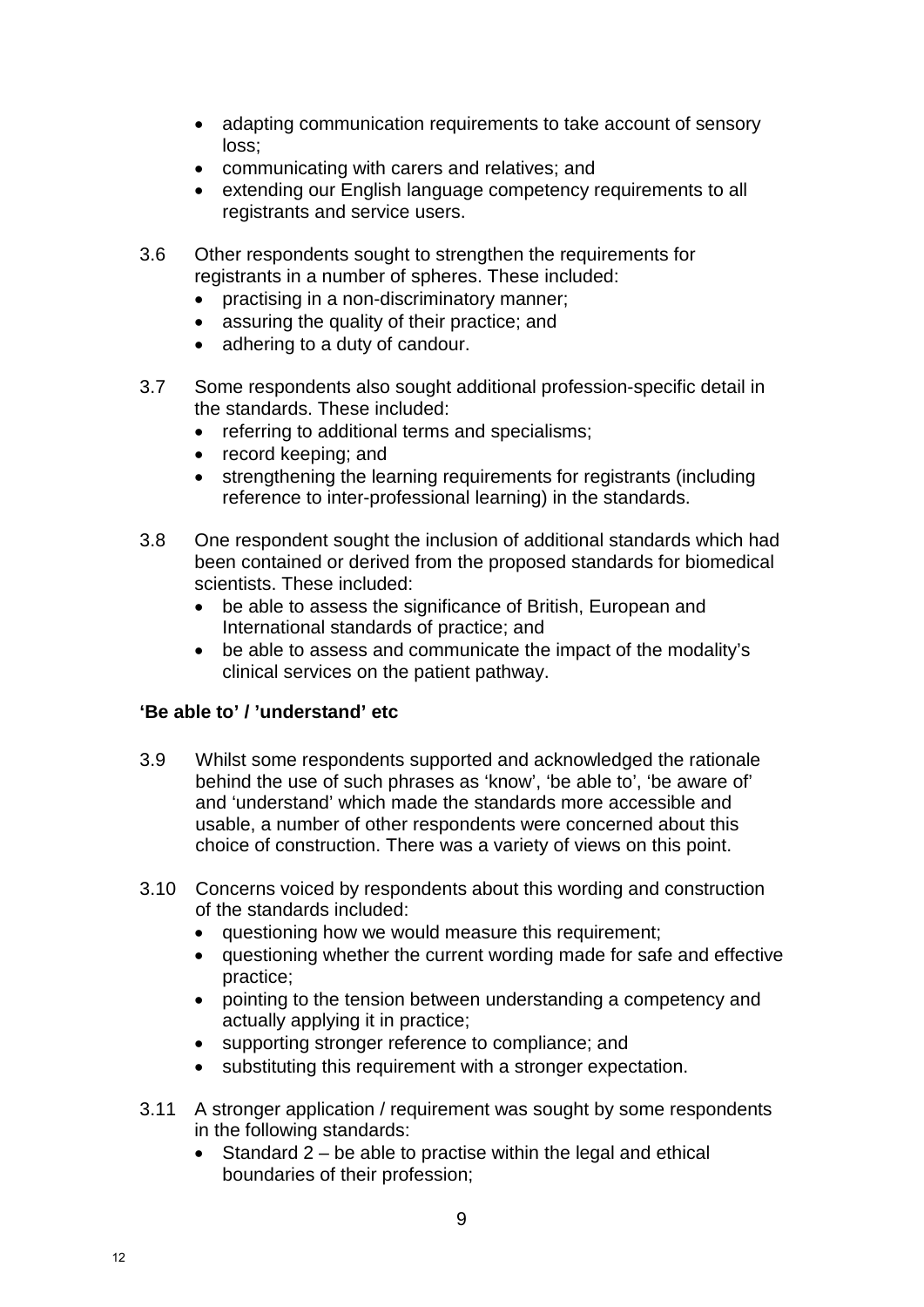- adapting communication requirements to take account of sensory loss;
- communicating with carers and relatives; and
- extending our English language competency requirements to all registrants and service users.

3.6 Other respondents sought to strengthen the requirements for registrants in a number of spheres. These included:

- practising in a non-discriminatory manner;
- assuring the quality of their practice; and
- adhering to a duty of candour.

3.7 Some respondents also sought additional profession-specific detail in the standards. These included:

- referring to additional terms and specialisms;
- record keeping; and
- strengthening the learning requirements for registrants (including reference to inter-professional learning) in the standards.

3.8 One respondent sought the inclusion of additional standards which had been contained or derived from the proposed standards for biomedical scientists. These included:

- be able to assess the significance of British, European and International standards of practice; and
- be able to assess and communicate the impact of the modality's clinical services on the patient pathway.

**'Be able to' / 'understand' etc**

3.9 Whilst some respondents supported and acknowledged the rationale behind the use of such phrases as 'know', 'be able to', 'be aware of' and 'understand' which made the standards more accessible and usable, a number of other respondents were concerned about this choice of construction. There was a variety of views on this point.

3.10 Concerns voiced by respondents about this wording and construction of the standards included:

- questioning how we would measure this requirement;
- questioning whether the current wording made for safe and effective practice;
- pointing to the tension between understanding a competency and actually applying it in practice;
- supporting stronger reference to compliance; and
- substituting this requirement with a stronger expectation.

3.11 A stronger application / requirement was sought by some respondents in the following standards:

- Standard 2 – be able to practise within the legal and ethical boundaries of their profession;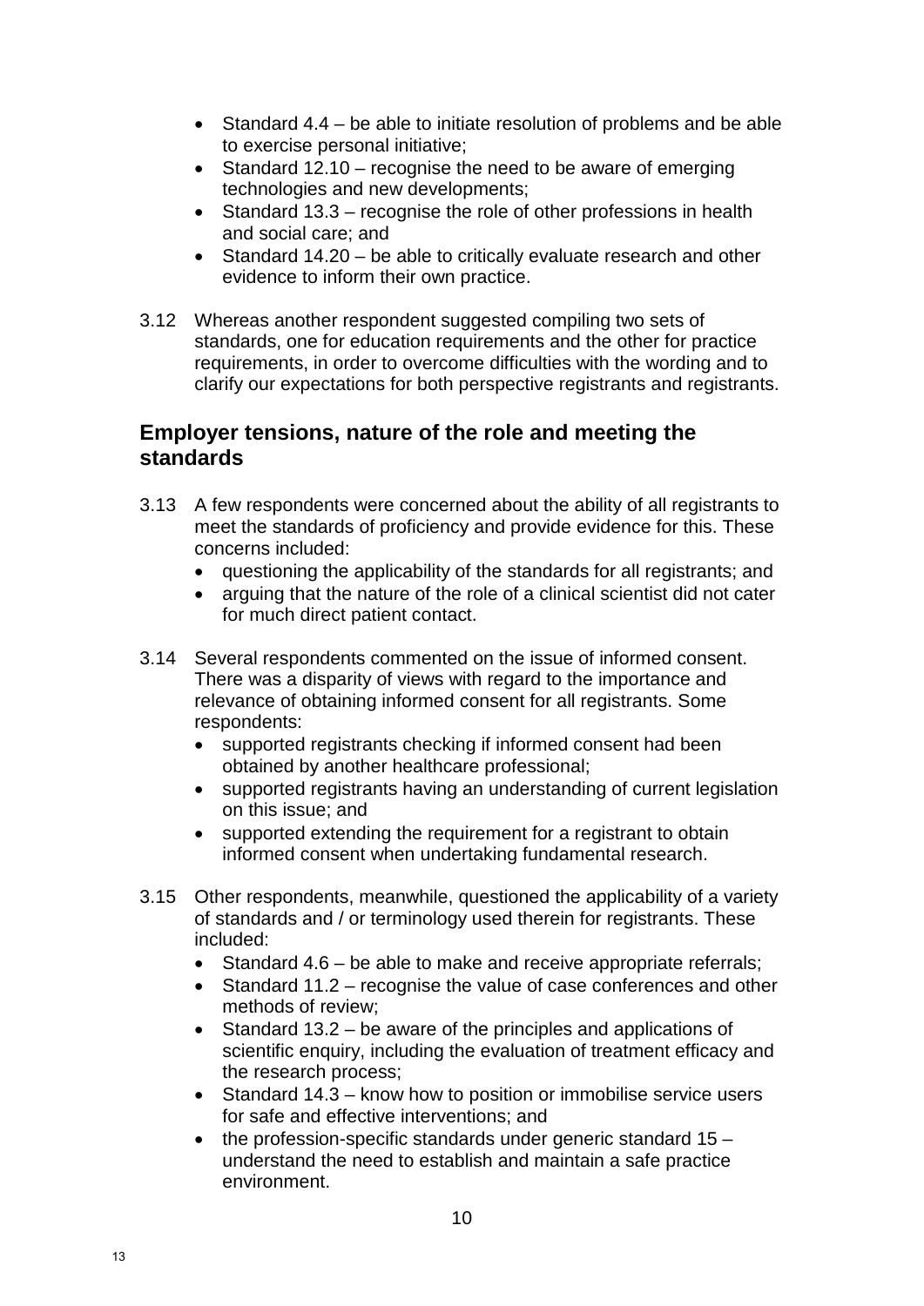- Standard 4.4 – be able to initiate resolution of problems and be able to exercise personal initiative;
- Standard 12.10 – recognise the need to be aware of emerging technologies and new developments;
- Standard 13.3 – recognise the role of other professions in health and social care; and
- Standard 14.20 – be able to critically evaluate research and other evidence to inform their own practice.

3.12 Whereas another respondent suggested compiling two sets of standards, one for education requirements and the other for practice requirements, in order to overcome difficulties with the wording and to clarify our expectations for both perspective registrants and registrants.

## Employer tensions, nature of the role and meeting the standards

3.13 A few respondents were concerned about the ability of all registrants to meet the standards of proficiency and provide evidence for this. These concerns included:

- questioning the applicability of the standards for all registrants; and
- arguing that the nature of the role of a clinical scientist did not cater for much direct patient contact.

3.14 Several respondents commented on the issue of informed consent. There was a disparity of views with regard to the importance and relevance of obtaining informed consent for all registrants. Some respondents:

- supported registrants checking if informed consent had been obtained by another healthcare professional;
- supported registrants having an understanding of current legislation on this issue; and
- supported extending the requirement for a registrant to obtain informed consent when undertaking fundamental research.

3.15 Other respondents, meanwhile, questioned the applicability of a variety of standards and / or terminology used therein for registrants. These included:

- Standard 4.6 – be able to make and receive appropriate referrals;
- Standard 11.2 – recognise the value of case conferences and other methods of review;
- Standard 13.2 – be aware of the principles and applications of scientific enquiry, including the evaluation of treatment efficacy and the research process;
- Standard 14.3 – know how to position or immobilise service users for safe and effective interventions; and
- the profession-specific standards under generic standard 15 – understand the need to establish and maintain a safe practice environment.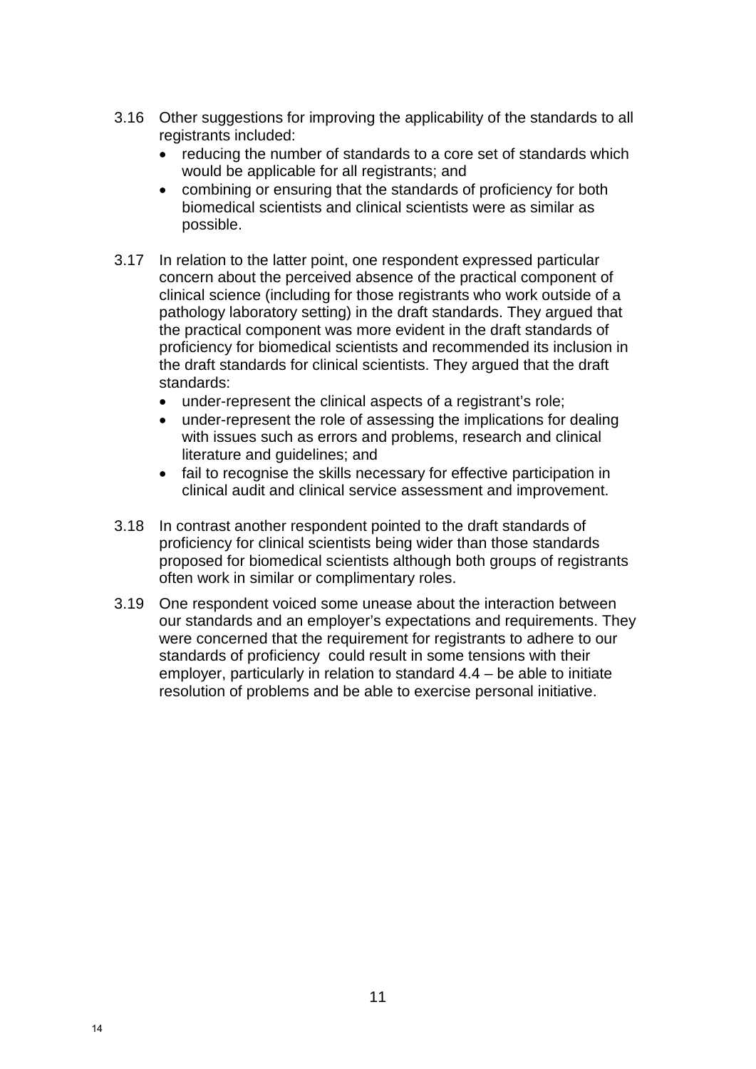3.16 Other suggestions for improving the applicability of the standards to all registrants included:

- reducing the number of standards to a core set of standards which would be applicable for all registrants; and
- combining or ensuring that the standards of proficiency for both biomedical scientists and clinical scientists were as similar as possible.

3.17 In relation to the latter point, one respondent expressed particular concern about the perceived absence of the practical component of clinical science (including for those registrants who work outside of a pathology laboratory setting) in the draft standards. They argued that the practical component was more evident in the draft standards of proficiency for biomedical scientists and recommended its inclusion in the draft standards for clinical scientists. They argued that the draft standards:

- under-represent the clinical aspects of a registrant's role;
- under-represent the role of assessing the implications for dealing with issues such as errors and problems, research and clinical literature and guidelines; and
- fail to recognise the skills necessary for effective participation in clinical audit and clinical service assessment and improvement.

3.18 In contrast another respondent pointed to the draft standards of proficiency for clinical scientists being wider than those standards proposed for biomedical scientists although both groups of registrants often work in similar or complimentary roles.

3.19 One respondent voiced some unease about the interaction between our standards and an employer's expectations and requirements. They were concerned that the requirement for registrants to adhere to our standards of proficiency could result in some tensions with their employer, particularly in relation to standard 4.4 – be able to initiate resolution of problems and be able to exercise personal initiative.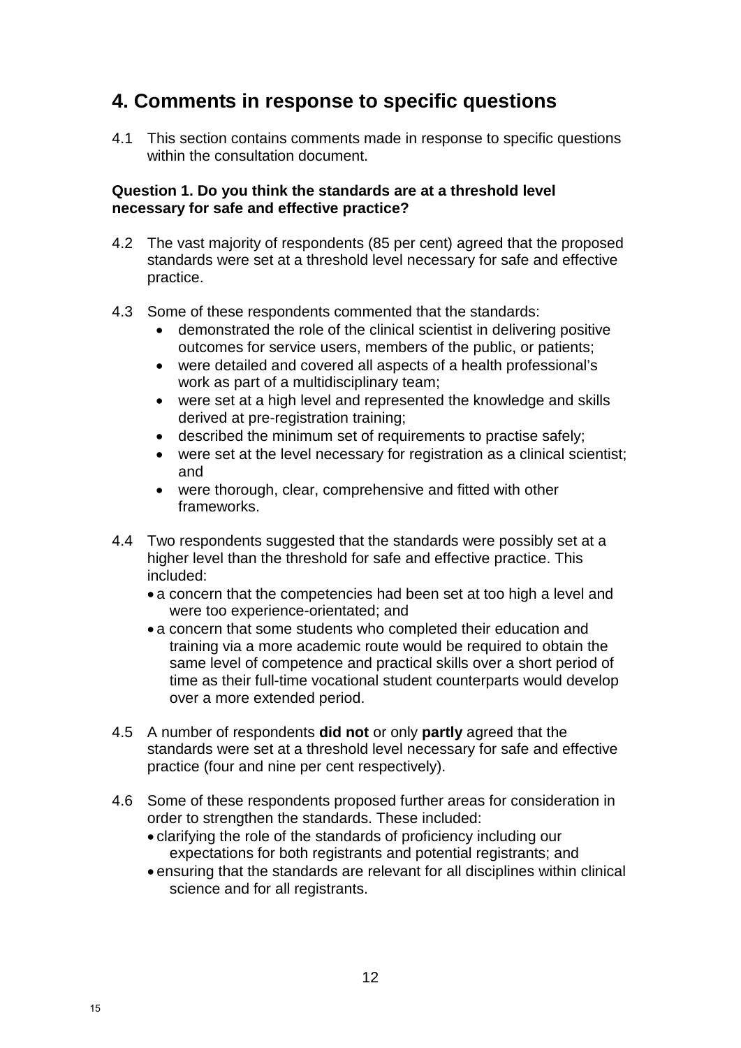## 4. Comments in response to specific questions

4.1 This section contains comments made in response to specific questions within the consultation document.

**Question 1. Do you think the standards are at a threshold level necessary for safe and effective practice?**

4.2 The vast majority of respondents (85 per cent) agreed that the proposed standards were set at a threshold level necessary for safe and effective practice.

4.3 Some of these respondents commented that the standards:

- demonstrated the role of the clinical scientist in delivering positive outcomes for service users, members of the public, or patients;
- were detailed and covered all aspects of a health professional's work as part of a multidisciplinary team;
- were set at a high level and represented the knowledge and skills derived at pre-registration training;
- described the minimum set of requirements to practise safely;
- were set at the level necessary for registration as a clinical scientist; and
- were thorough, clear, comprehensive and fitted with other frameworks.

4.4 Two respondents suggested that the standards were possibly set at a higher level than the threshold for safe and effective practice. This included:

- a concern that the competencies had been set at too high a level and were too experience-orientated; and
- a concern that some students who completed their education and training via a more academic route would be required to obtain the same level of competence and practical skills over a short period of time as their full-time vocational student counterparts would develop over a more extended period.

4.5 A number of respondents **did not** or only **partly** agreed that the standards were set at a threshold level necessary for safe and effective practice (four and nine per cent respectively).

4.6 Some of these respondents proposed further areas for consideration in order to strengthen the standards. These included:

- clarifying the role of the standards of proficiency including our expectations for both registrants and potential registrants; and
- ensuring that the standards are relevant for all disciplines within clinical science and for all registrants.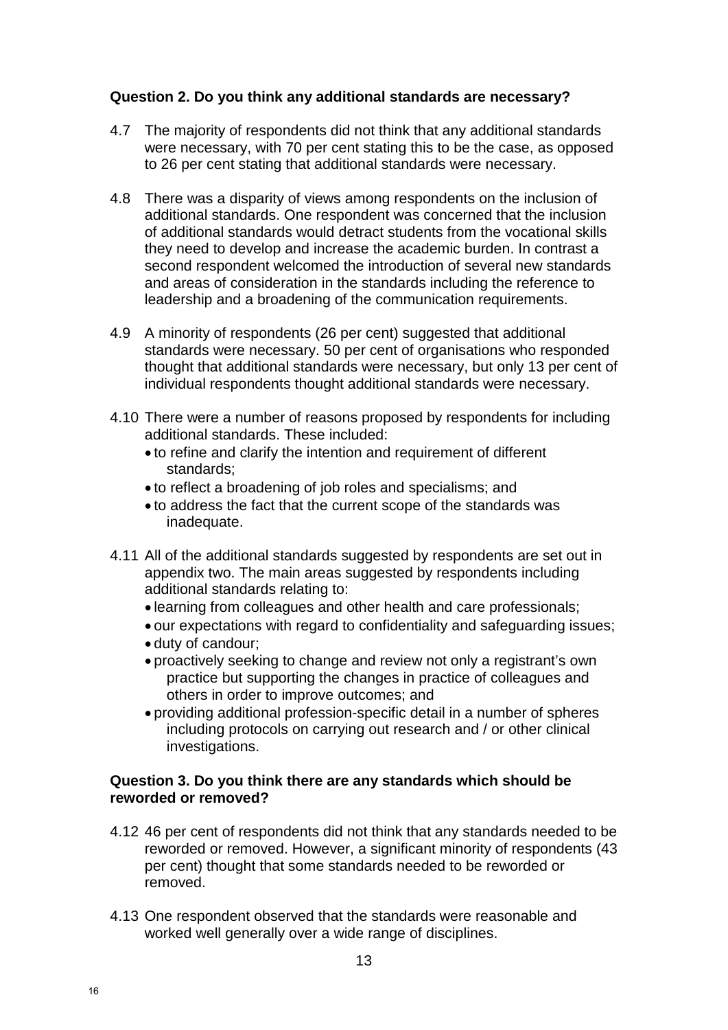**Question 2. Do you think any additional standards are necessary?**

4.7 The majority of respondents did not think that any additional standards were necessary, with 70 per cent stating this to be the case, as opposed to 26 per cent stating that additional standards were necessary.

4.8 There was a disparity of views among respondents on the inclusion of additional standards. One respondent was concerned that the inclusion of additional standards would detract students from the vocational skills they need to develop and increase the academic burden. In contrast a second respondent welcomed the introduction of several new standards and areas of consideration in the standards including the reference to leadership and a broadening of the communication requirements.

4.9 A minority of respondents (26 per cent) suggested that additional standards were necessary. 50 per cent of organisations who responded thought that additional standards were necessary, but only 13 per cent of individual respondents thought additional standards were necessary.

4.10 There were a number of reasons proposed by respondents for including additional standards. These included:

- to refine and clarify the intention and requirement of different standards;
- to reflect a broadening of job roles and specialisms; and
- to address the fact that the current scope of the standards was inadequate.

4.11 All of the additional standards suggested by respondents are set out in appendix two. The main areas suggested by respondents including additional standards relating to:

- learning from colleagues and other health and care professionals;
- our expectations with regard to confidentiality and safeguarding issues;
- duty of candour;
- proactively seeking to change and review not only a registrant's own practice but supporting the changes in practice of colleagues and others in order to improve outcomes; and
- providing additional profession-specific detail in a number of spheres including protocols on carrying out research and / or other clinical investigations.

**Question 3. Do you think there are any standards which should be reworded or removed?**

4.12 46 per cent of respondents did not think that any standards needed to be reworded or removed. However, a significant minority of respondents (43 per cent) thought that some standards needed to be reworded or removed.

4.13 One respondent observed that the standards were reasonable and worked well generally over a wide range of disciplines.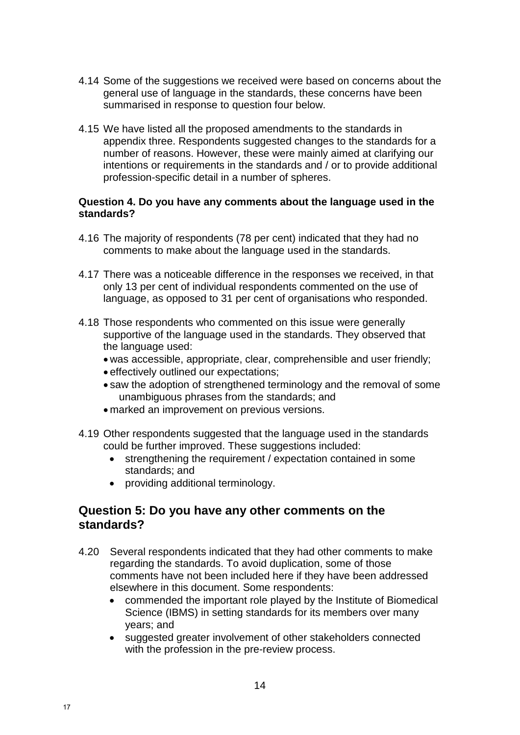4.14 Some of the suggestions we received were based on concerns about the general use of language in the standards, these concerns have been summarised in response to question four below.

4.15 We have listed all the proposed amendments to the standards in appendix three. Respondents suggested changes to the standards for a number of reasons. However, these were mainly aimed at clarifying our intentions or requirements in the standards and / or to provide additional profession-specific detail in a number of spheres.

**Question 4. Do you have any comments about the language used in the standards?**

4.16 The majority of respondents (78 per cent) indicated that they had no comments to make about the language used in the standards.

4.17 There was a noticeable difference in the responses we received, in that only 13 per cent of individual respondents commented on the use of language, as opposed to 31 per cent of organisations who responded.

4.18 Those respondents who commented on this issue were generally supportive of the language used in the standards. They observed that the language used:

- was accessible, appropriate, clear, comprehensible and user friendly;
- effectively outlined our expectations;
- saw the adoption of strengthened terminology and the removal of some unambiguous phrases from the standards; and
- marked an improvement on previous versions.

4.19 Other respondents suggested that the language used in the standards could be further improved. These suggestions included:

- strengthening the requirement / expectation contained in some standards; and
- providing additional terminology.

## Question 5: Do you have any other comments on the standards?

4.20 Several respondents indicated that they had other comments to make regarding the standards. To avoid duplication, some of those comments have not been included here if they have been addressed elsewhere in this document. Some respondents:

- commended the important role played by the Institute of Biomedical Science (IBMS) in setting standards for its members over many years; and
- suggested greater involvement of other stakeholders connected with the profession in the pre-review process.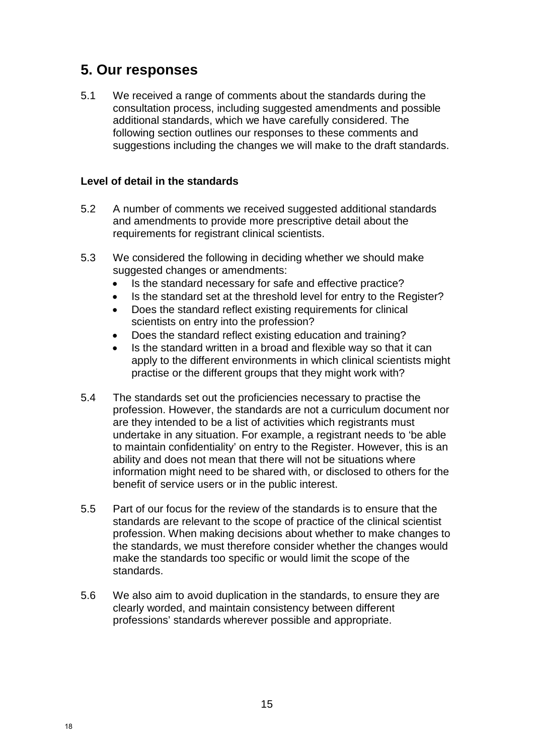# 5. Our responses

5.1 We received a range of comments about the standards during the consultation process, including suggested amendments and possible additional standards, which we have carefully considered. The following section outlines our responses to these comments and suggestions including the changes we will make to the draft standards.

### Level of detail in the standards

5.2 A number of comments we received suggested additional standards and amendments to provide more prescriptive detail about the requirements for registrant clinical scientists.

5.3 We considered the following in deciding whether we should make suggested changes or amendments:

- Is the standard necessary for safe and effective practice?
- Is the standard set at the threshold level for entry to the Register?
- Does the standard reflect existing requirements for clinical scientists on entry into the profession?
- Does the standard reflect existing education and training?
- Is the standard written in a broad and flexible way so that it can apply to the different environments in which clinical scientists might practise or the different groups that they might work with?

5.4 The standards set out the proficiencies necessary to practise the profession. However, the standards are not a curriculum document nor are they intended to be a list of activities which registrants must undertake in any situation. For example, a registrant needs to 'be able to maintain confidentiality' on entry to the Register. However, this is an ability and does not mean that there will not be situations where information might need to be shared with, or disclosed to others for the benefit of service users or in the public interest.

5.5 Part of our focus for the review of the standards is to ensure that the standards are relevant to the scope of practice of the clinical scientist profession. When making decisions about whether to make changes to the standards, we must therefore consider whether the changes would make the standards too specific or would limit the scope of the standards.

5.6 We also aim to avoid duplication in the standards, to ensure they are clearly worded, and maintain consistency between different professions' standards wherever possible and appropriate.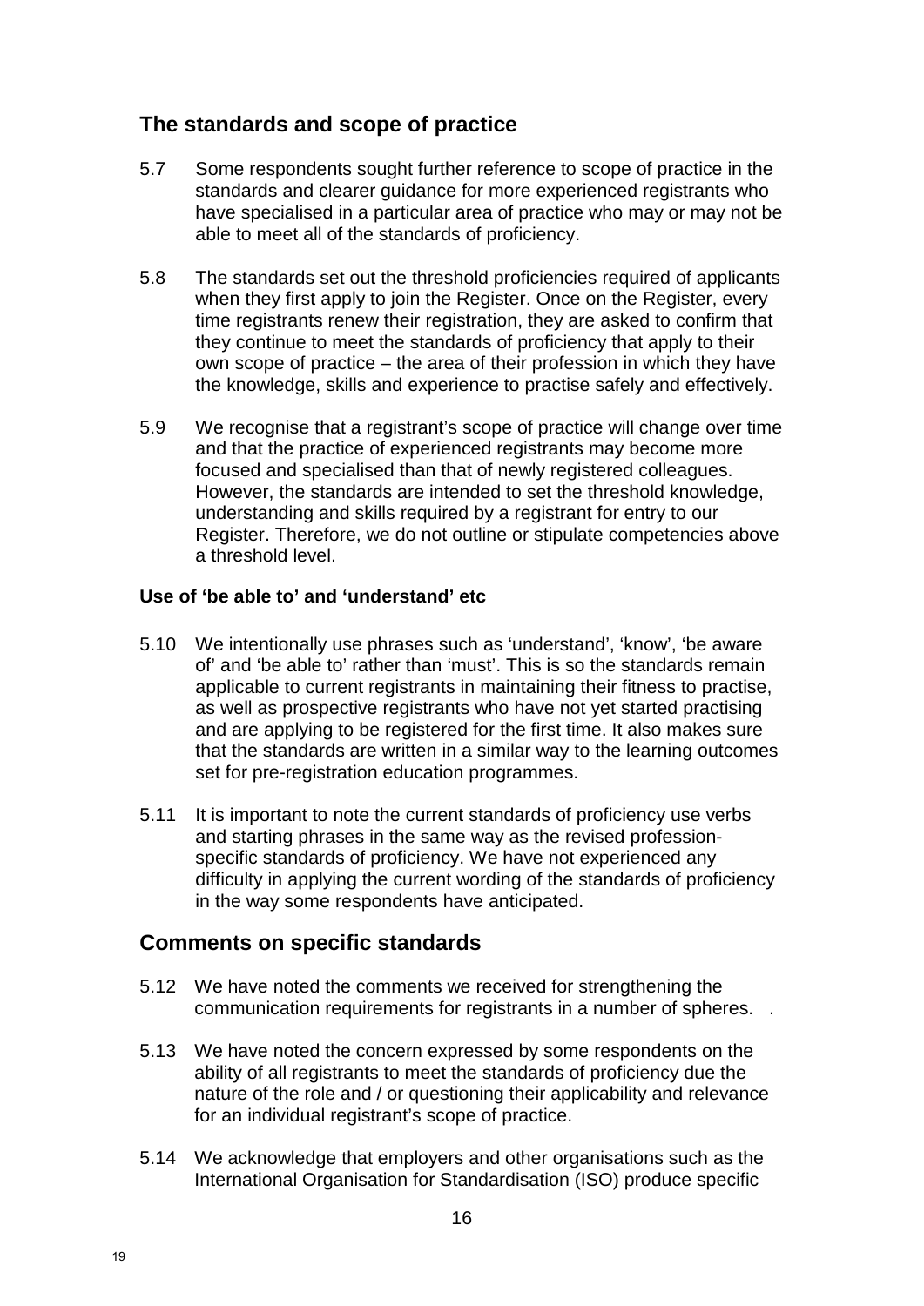## The standards and scope of practice

5.7 Some respondents sought further reference to scope of practice in the standards and clearer guidance for more experienced registrants who have specialised in a particular area of practice who may or may not be able to meet all of the standards of proficiency.

5.8 The standards set out the threshold proficiencies required of applicants when they first apply to join the Register. Once on the Register, every time registrants renew their registration, they are asked to confirm that they continue to meet the standards of proficiency that apply to their own scope of practice – the area of their profession in which they have the knowledge, skills and experience to practise safely and effectively.

5.9 We recognise that a registrant's scope of practice will change over time and that the practice of experienced registrants may become more focused and specialised than that of newly registered colleagues. However, the standards are intended to set the threshold knowledge, understanding and skills required by a registrant for entry to our Register. Therefore, we do not outline or stipulate competencies above a threshold level.

### Use of 'be able to' and 'understand' etc

5.10 We intentionally use phrases such as 'understand', 'know', 'be aware of' and 'be able to' rather than 'must'. This is so the standards remain applicable to current registrants in maintaining their fitness to practise, as well as prospective registrants who have not yet started practising and are applying to be registered for the first time. It also makes sure that the standards are written in a similar way to the learning outcomes set for pre-registration education programmes.

5.11 It is important to note the current standards of proficiency use verbs and starting phrases in the same way as the revised profession-specific standards of proficiency. We have not experienced any difficulty in applying the current wording of the standards of proficiency in the way some respondents have anticipated.

## Comments on specific standards

5.12 We have noted the comments we received for strengthening the communication requirements for registrants in a number of spheres. .

5.13 We have noted the concern expressed by some respondents on the ability of all registrants to meet the standards of proficiency due the nature of the role and / or questioning their applicability and relevance for an individual registrant's scope of practice.

5.14 We acknowledge that employers and other organisations such as the International Organisation for Standardisation (ISO) produce specific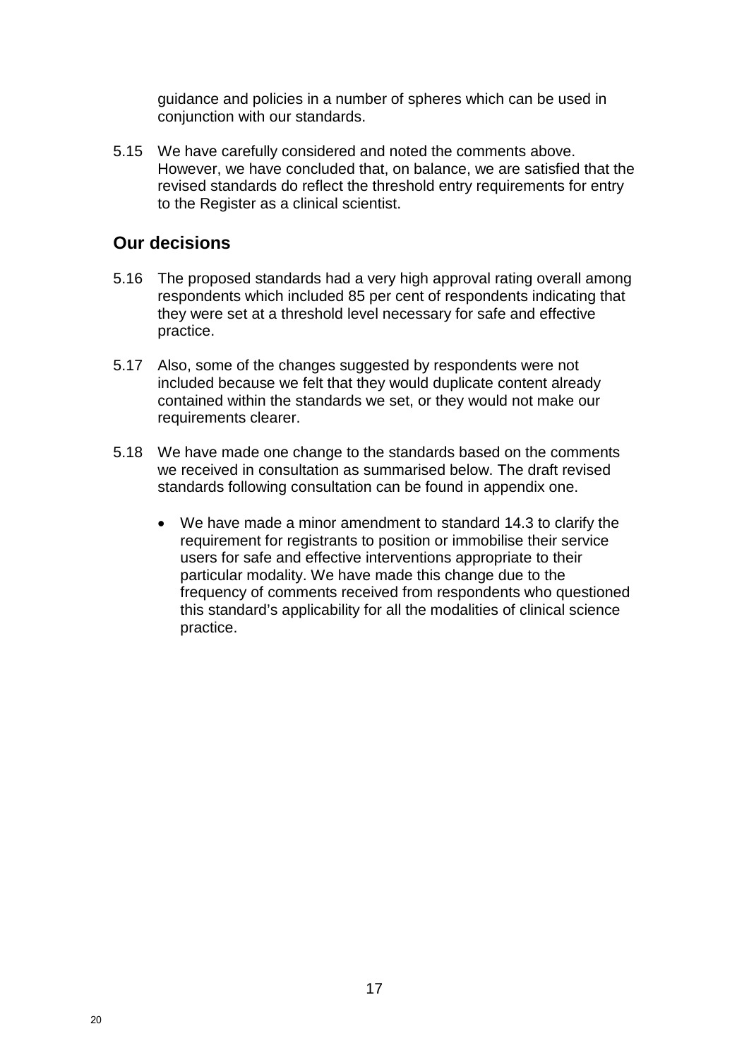guidance and policies in a number of spheres which can be used in conjunction with our standards.

5.15 We have carefully considered and noted the comments above. However, we have concluded that, on balance, we are satisfied that the revised standards do reflect the threshold entry requirements for entry to the Register as a clinical scientist.

## Our decisions

5.16 The proposed standards had a very high approval rating overall among respondents which included 85 per cent of respondents indicating that they were set at a threshold level necessary for safe and effective practice.

5.17 Also, some of the changes suggested by respondents were not included because we felt that they would duplicate content already contained within the standards we set, or they would not make our requirements clearer.

5.18 We have made one change to the standards based on the comments we received in consultation as summarised below. The draft revised standards following consultation can be found in appendix one.

- We have made a minor amendment to standard 14.3 to clarify the requirement for registrants to position or immobilise their service users for safe and effective interventions appropriate to their particular modality. We have made this change due to the frequency of comments received from respondents who questioned this standard's applicability for all the modalities of clinical science practice.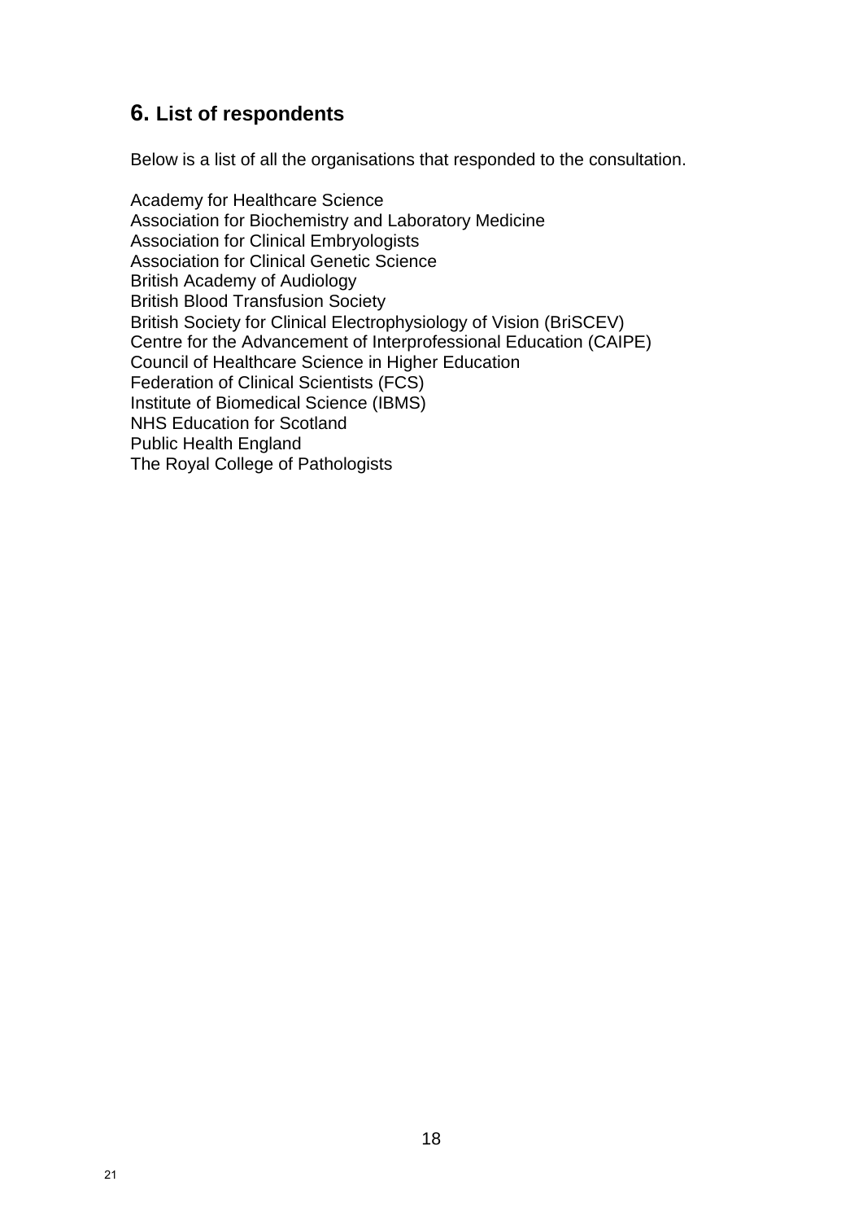## 6. List of respondents

Below is a list of all the organisations that responded to the consultation.

Academy for Healthcare Science
Association for Biochemistry and Laboratory Medicine
Association for Clinical Embryologists
Association for Clinical Genetic Science
British Academy of Audiology
British Blood Transfusion Society
British Society for Clinical Electrophysiology of Vision (BriSCEV)
Centre for the Advancement of Interprofessional Education (CAIPE)
Council of Healthcare Science in Higher Education
Federation of Clinical Scientists (FCS)
Institute of Biomedical Science (IBMS)
NHS Education for Scotland
Public Health England
The Royal College of Pathologists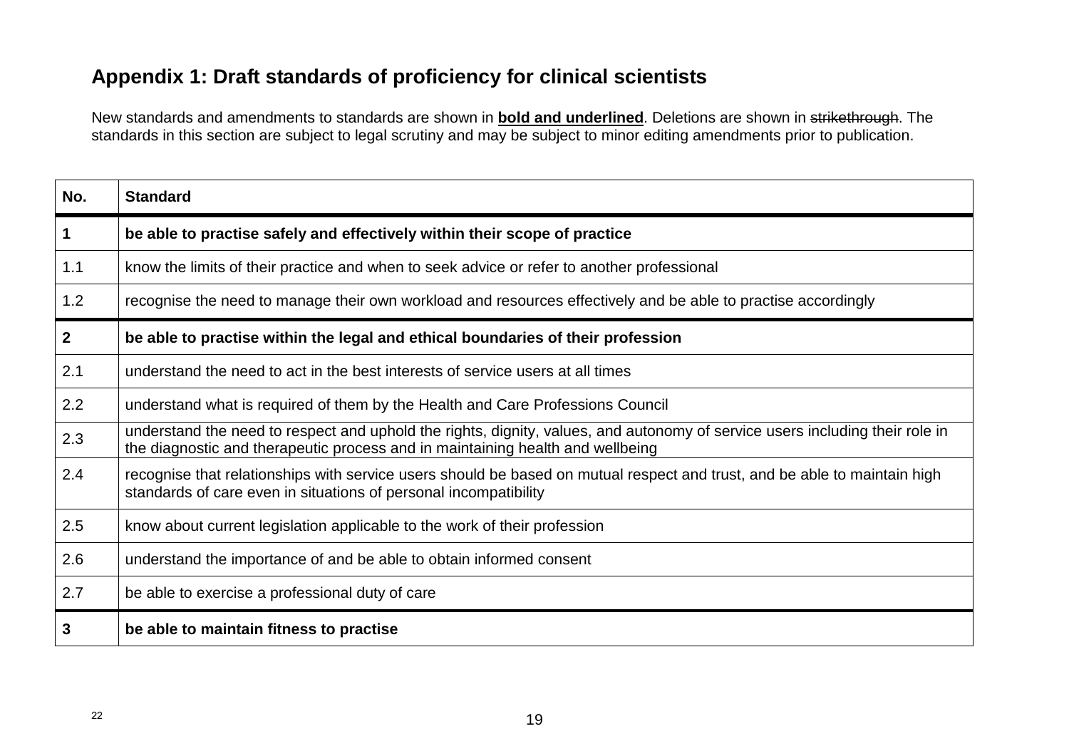## Appendix 1: Draft standards of proficiency for clinical scientists

New standards and amendments to standards are shown in **bold and underlined**. Deletions are shown in ~~strikethrough~~. The standards in this section are subject to legal scrutiny and may be subject to minor editing amendments prior to publication.

| No. | Standard |
|---|---|
| **1** | **be able to practise safely and effectively within their scope of practice** |
| 1.1 | know the limits of their practice and when to seek advice or refer to another professional |
| 1.2 | recognise the need to manage their own workload and resources effectively and be able to practise accordingly |
| **2** | **be able to practise within the legal and ethical boundaries of their profession** |
| 2.1 | understand the need to act in the best interests of service users at all times |
| 2.2 | understand what is required of them by the Health and Care Professions Council |
| 2.3 | understand the need to respect and uphold the rights, dignity, values, and autonomy of service users including their role in the diagnostic and therapeutic process and in maintaining health and wellbeing |
| 2.4 | recognise that relationships with service users should be based on mutual respect and trust, and be able to maintain high standards of care even in situations of personal incompatibility |
| 2.5 | know about current legislation applicable to the work of their profession |
| 2.6 | understand the importance of and be able to obtain informed consent |
| 2.7 | be able to exercise a professional duty of care |
| **3** | **be able to maintain fitness to practise** |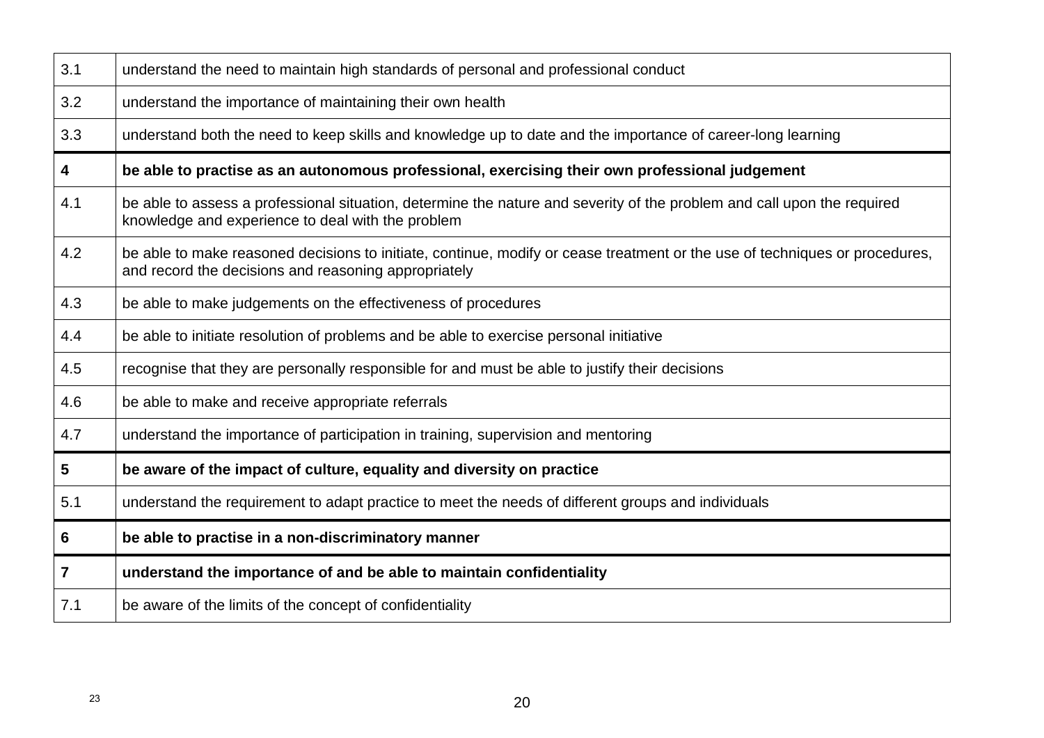| | |
|---|---|
| 3.1 | understand the need to maintain high standards of personal and professional conduct |
| 3.2 | understand the importance of maintaining their own health |
| 3.3 | understand both the need to keep skills and knowledge up to date and the importance of career-long learning |
| **4** | **be able to practise as an autonomous professional, exercising their own professional judgement** |
| 4.1 | be able to assess a professional situation, determine the nature and severity of the problem and call upon the required knowledge and experience to deal with the problem |
| 4.2 | be able to make reasoned decisions to initiate, continue, modify or cease treatment or the use of techniques or procedures, and record the decisions and reasoning appropriately |
| 4.3 | be able to make judgements on the effectiveness of procedures |
| 4.4 | be able to initiate resolution of problems and be able to exercise personal initiative |
| 4.5 | recognise that they are personally responsible for and must be able to justify their decisions |
| 4.6 | be able to make and receive appropriate referrals |
| 4.7 | understand the importance of participation in training, supervision and mentoring |
| **5** | **be aware of the impact of culture, equality and diversity on practice** |
| 5.1 | understand the requirement to adapt practice to meet the needs of different groups and individuals |
| **6** | **be able to practise in a non-discriminatory manner** |
| **7** | **understand the importance of and be able to maintain confidentiality** |
| 7.1 | be aware of the limits of the concept of confidentiality |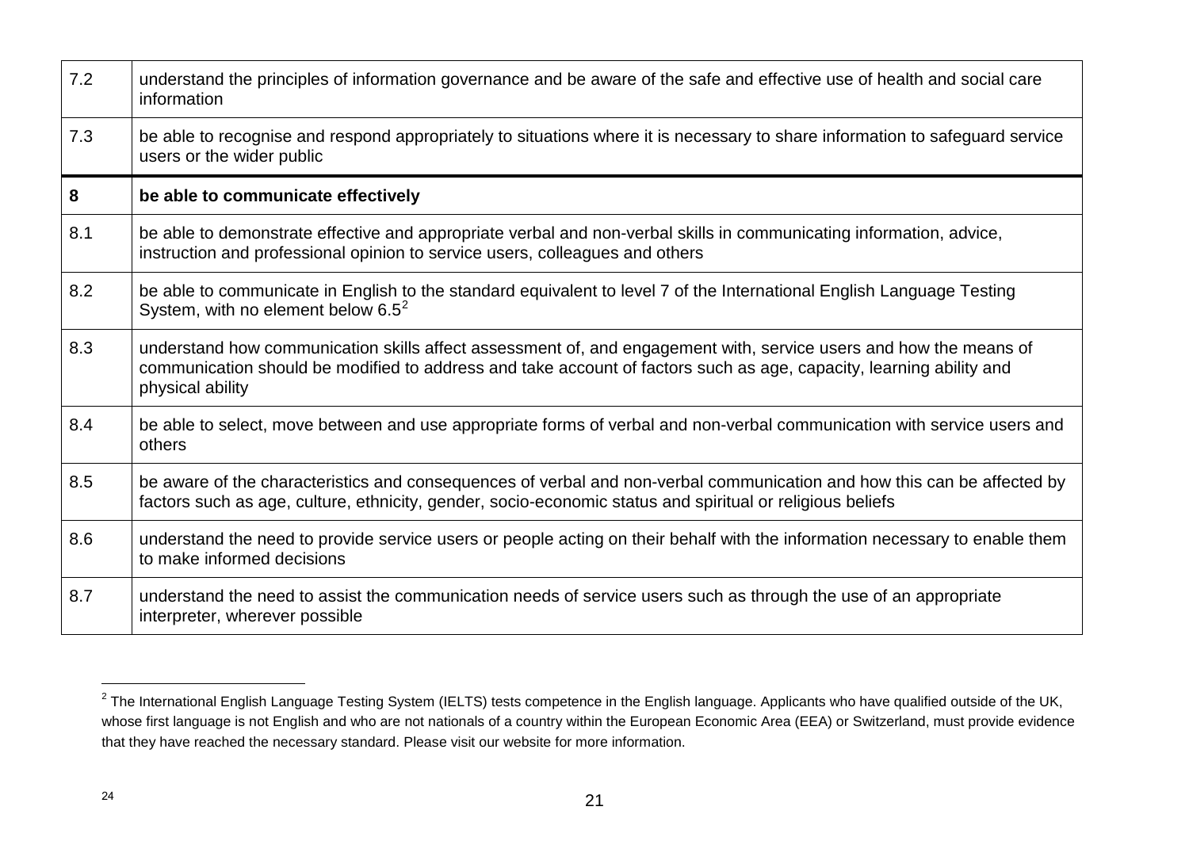| | |
|---|---|
| 7.2 | understand the principles of information governance and be aware of the safe and effective use of health and social care information |
| 7.3 | be able to recognise and respond appropriately to situations where it is necessary to share information to safeguard service users or the wider public |
| **8** | **be able to communicate effectively** |
| 8.1 | be able to demonstrate effective and appropriate verbal and non-verbal skills in communicating information, advice, instruction and professional opinion to service users, colleagues and others |
| 8.2 | be able to communicate in English to the standard equivalent to level 7 of the International English Language Testing System, with no element below 6.5[2] |
| 8.3 | understand how communication skills affect assessment of, and engagement with, service users and how the means of communication should be modified to address and take account of factors such as age, capacity, learning ability and physical ability |
| 8.4 | be able to select, move between and use appropriate forms of verbal and non-verbal communication with service users and others |
| 8.5 | be aware of the characteristics and consequences of verbal and non-verbal communication and how this can be affected by factors such as age, culture, ethnicity, gender, socio-economic status and spiritual or religious beliefs |
| 8.6 | understand the need to provide service users or people acting on their behalf with the information necessary to enable them to make informed decisions |
| 8.7 | understand the need to assist the communication needs of service users such as through the use of an appropriate interpreter, wherever possible |

[2] The International English Language Testing System (IELTS) tests competence in the English language. Applicants who have qualified outside of the UK, whose first language is not English and who are not nationals of a country within the European Economic Area (EEA) or Switzerland, must provide evidence that they have reached the necessary standard. Please visit our website for more information.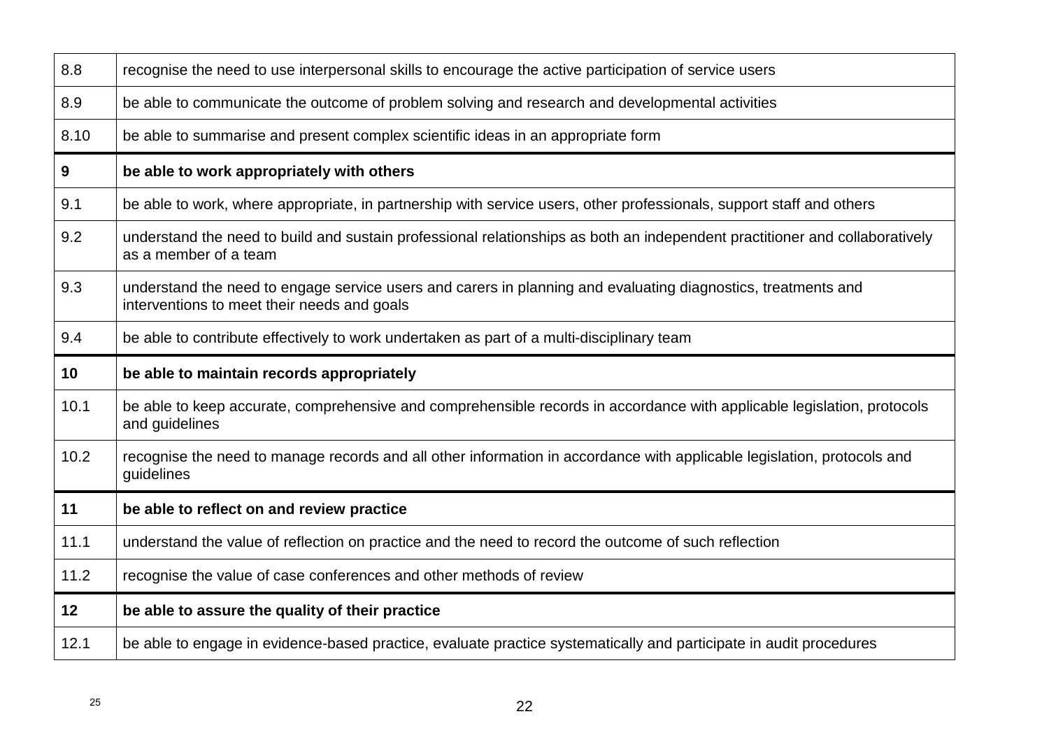| | |
|---|---|
| 8.8 | recognise the need to use interpersonal skills to encourage the active participation of service users |
| 8.9 | be able to communicate the outcome of problem solving and research and developmental activities |
| 8.10 | be able to summarise and present complex scientific ideas in an appropriate form |
| **9** | **be able to work appropriately with others** |
| 9.1 | be able to work, where appropriate, in partnership with service users, other professionals, support staff and others |
| 9.2 | understand the need to build and sustain professional relationships as both an independent practitioner and collaboratively as a member of a team |
| 9.3 | understand the need to engage service users and carers in planning and evaluating diagnostics, treatments and interventions to meet their needs and goals |
| 9.4 | be able to contribute effectively to work undertaken as part of a multi-disciplinary team |
| **10** | **be able to maintain records appropriately** |
| 10.1 | be able to keep accurate, comprehensive and comprehensible records in accordance with applicable legislation, protocols and guidelines |
| 10.2 | recognise the need to manage records and all other information in accordance with applicable legislation, protocols and guidelines |
| **11** | **be able to reflect on and review practice** |
| 11.1 | understand the value of reflection on practice and the need to record the outcome of such reflection |
| 11.2 | recognise the value of case conferences and other methods of review |
| **12** | **be able to assure the quality of their practice** |
| 12.1 | be able to engage in evidence-based practice, evaluate practice systematically and participate in audit procedures |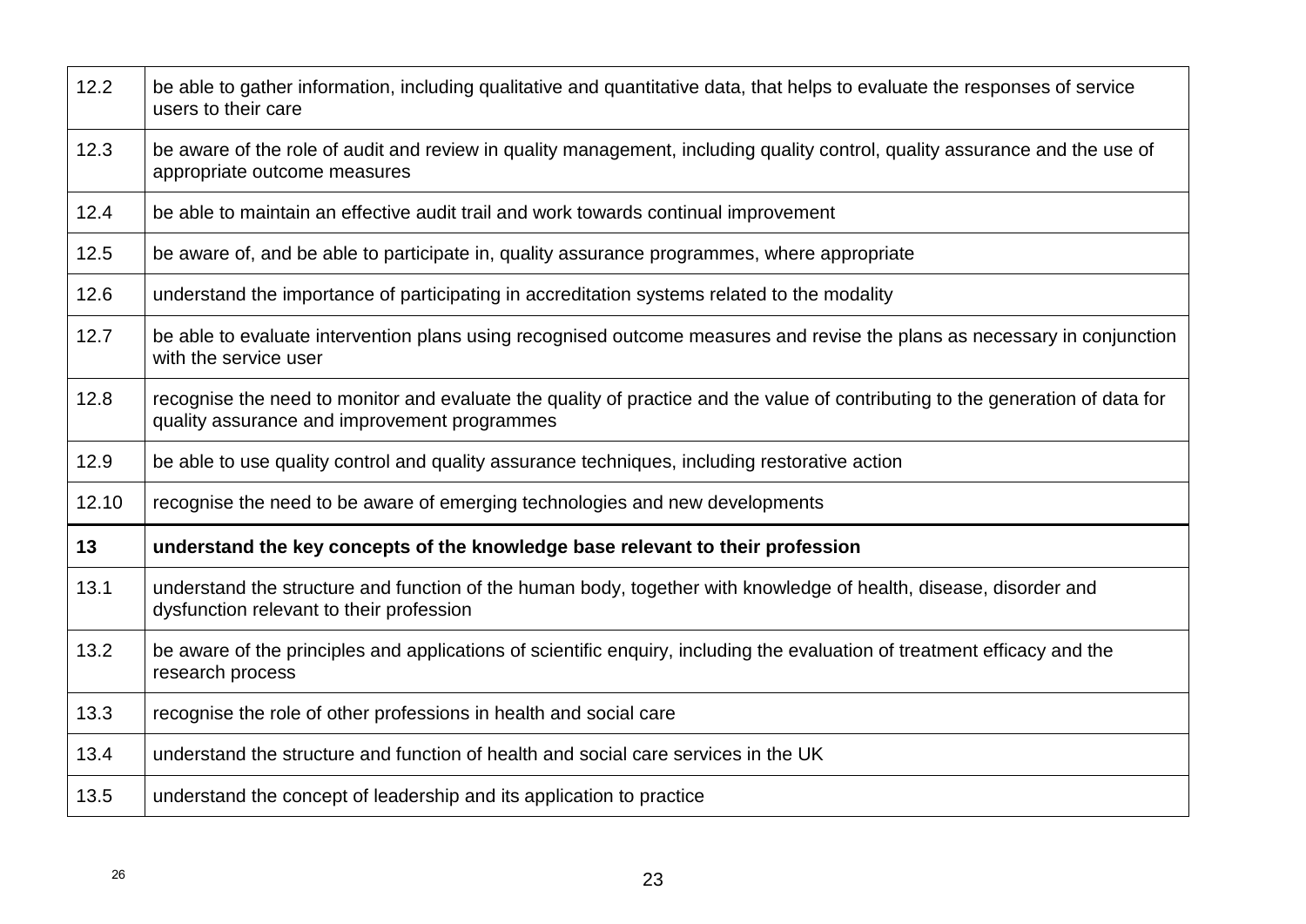| | |
|---|---|
| 12.2 | be able to gather information, including qualitative and quantitative data, that helps to evaluate the responses of service users to their care |
| 12.3 | be aware of the role of audit and review in quality management, including quality control, quality assurance and the use of appropriate outcome measures |
| 12.4 | be able to maintain an effective audit trail and work towards continual improvement |
| 12.5 | be aware of, and be able to participate in, quality assurance programmes, where appropriate |
| 12.6 | understand the importance of participating in accreditation systems related to the modality |
| 12.7 | be able to evaluate intervention plans using recognised outcome measures and revise the plans as necessary in conjunction with the service user |
| 12.8 | recognise the need to monitor and evaluate the quality of practice and the value of contributing to the generation of data for quality assurance and improvement programmes |
| 12.9 | be able to use quality control and quality assurance techniques, including restorative action |
| 12.10 | recognise the need to be aware of emerging technologies and new developments |
| **13** | **understand the key concepts of the knowledge base relevant to their profession** |
| 13.1 | understand the structure and function of the human body, together with knowledge of health, disease, disorder and dysfunction relevant to their profession |
| 13.2 | be aware of the principles and applications of scientific enquiry, including the evaluation of treatment efficacy and the research process |
| 13.3 | recognise the role of other professions in health and social care |
| 13.4 | understand the structure and function of health and social care services in the UK |
| 13.5 | understand the concept of leadership and its application to practice |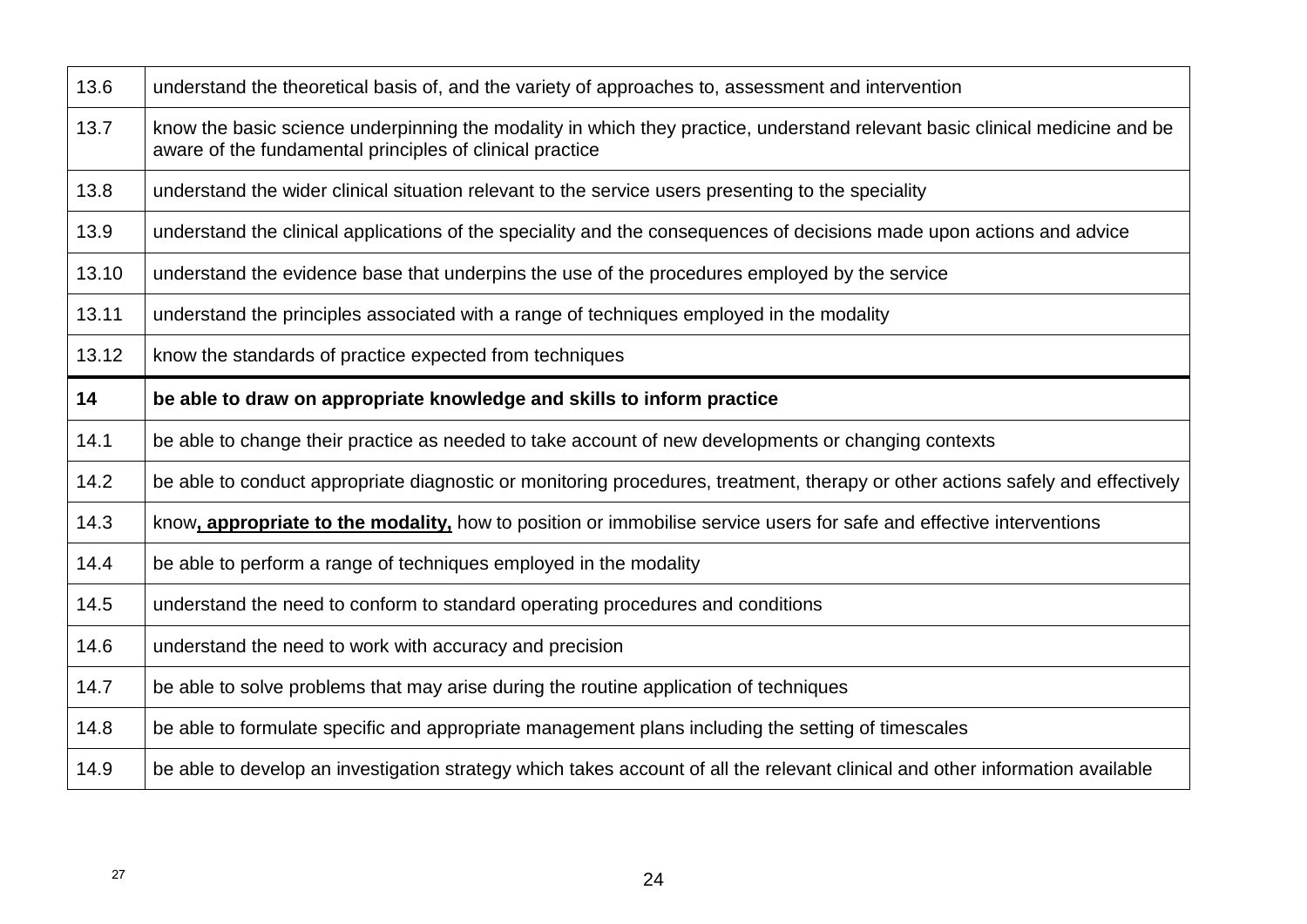| | |
|---|---|
| 13.6 | understand the theoretical basis of, and the variety of approaches to, assessment and intervention |
| 13.7 | know the basic science underpinning the modality in which they practice, understand relevant basic clinical medicine and be aware of the fundamental principles of clinical practice |
| 13.8 | understand the wider clinical situation relevant to the service users presenting to the speciality |
| 13.9 | understand the clinical applications of the speciality and the consequences of decisions made upon actions and advice |
| 13.10 | understand the evidence base that underpins the use of the procedures employed by the service |
| 13.11 | understand the principles associated with a range of techniques employed in the modality |
| 13.12 | know the standards of practice expected from techniques |
| **14** | **be able to draw on appropriate knowledge and skills to inform practice** |
| 14.1 | be able to change their practice as needed to take account of new developments or changing contexts |
| 14.2 | be able to conduct appropriate diagnostic or monitoring procedures, treatment, therapy or other actions safely and effectively |
| 14.3 | know**, appropriate to the modality,** how to position or immobilise service users for safe and effective interventions |
| 14.4 | be able to perform a range of techniques employed in the modality |
| 14.5 | understand the need to conform to standard operating procedures and conditions |
| 14.6 | understand the need to work with accuracy and precision |
| 14.7 | be able to solve problems that may arise during the routine application of techniques |
| 14.8 | be able to formulate specific and appropriate management plans including the setting of timescales |
| 14.9 | be able to develop an investigation strategy which takes account of all the relevant clinical and other information available |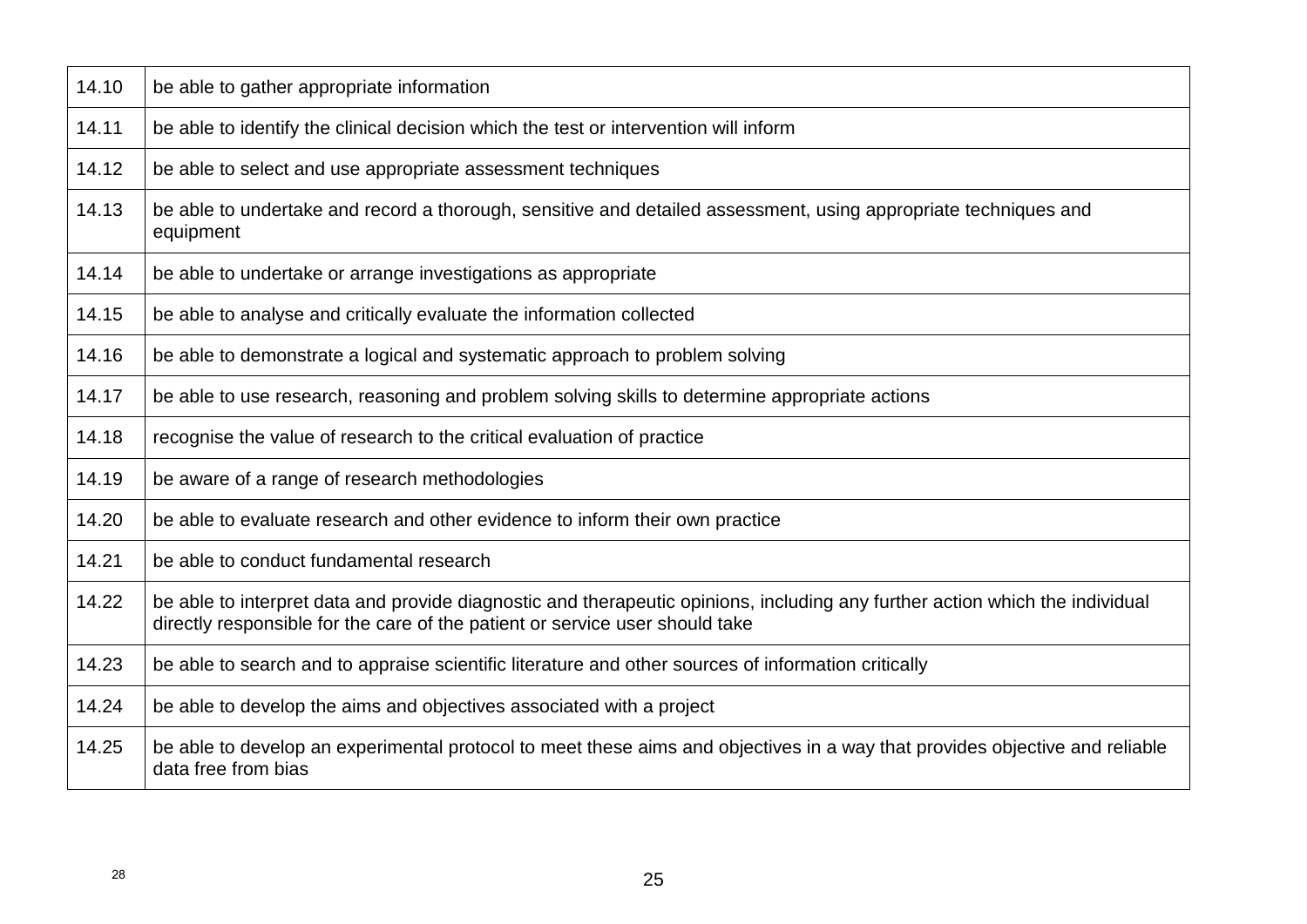| | |
|---|---|
| 14.10 | be able to gather appropriate information |
| 14.11 | be able to identify the clinical decision which the test or intervention will inform |
| 14.12 | be able to select and use appropriate assessment techniques |
| 14.13 | be able to undertake and record a thorough, sensitive and detailed assessment, using appropriate techniques and equipment |
| 14.14 | be able to undertake or arrange investigations as appropriate |
| 14.15 | be able to analyse and critically evaluate the information collected |
| 14.16 | be able to demonstrate a logical and systematic approach to problem solving |
| 14.17 | be able to use research, reasoning and problem solving skills to determine appropriate actions |
| 14.18 | recognise the value of research to the critical evaluation of practice |
| 14.19 | be aware of a range of research methodologies |
| 14.20 | be able to evaluate research and other evidence to inform their own practice |
| 14.21 | be able to conduct fundamental research |
| 14.22 | be able to interpret data and provide diagnostic and therapeutic opinions, including any further action which the individual directly responsible for the care of the patient or service user should take |
| 14.23 | be able to search and to appraise scientific literature and other sources of information critically |
| 14.24 | be able to develop the aims and objectives associated with a project |
| 14.25 | be able to develop an experimental protocol to meet these aims and objectives in a way that provides objective and reliable data free from bias |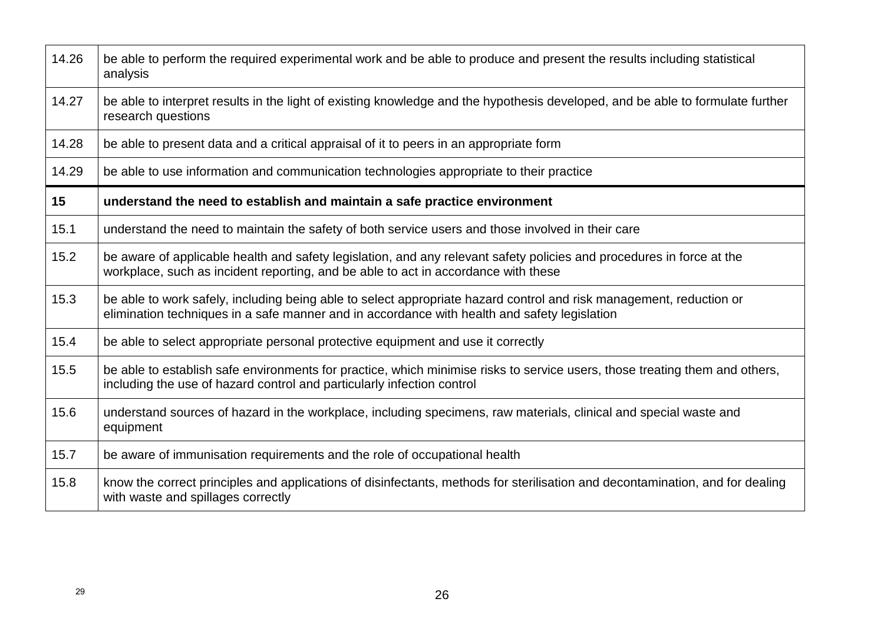| | |
|---|---|
| 14.26 | be able to perform the required experimental work and be able to produce and present the results including statistical analysis |
| 14.27 | be able to interpret results in the light of existing knowledge and the hypothesis developed, and be able to formulate further research questions |
| 14.28 | be able to present data and a critical appraisal of it to peers in an appropriate form |
| 14.29 | be able to use information and communication technologies appropriate to their practice |
| **15** | **understand the need to establish and maintain a safe practice environment** |
| 15.1 | understand the need to maintain the safety of both service users and those involved in their care |
| 15.2 | be aware of applicable health and safety legislation, and any relevant safety policies and procedures in force at the workplace, such as incident reporting, and be able to act in accordance with these |
| 15.3 | be able to work safely, including being able to select appropriate hazard control and risk management, reduction or elimination techniques in a safe manner and in accordance with health and safety legislation |
| 15.4 | be able to select appropriate personal protective equipment and use it correctly |
| 15.5 | be able to establish safe environments for practice, which minimise risks to service users, those treating them and others, including the use of hazard control and particularly infection control |
| 15.6 | understand sources of hazard in the workplace, including specimens, raw materials, clinical and special waste and equipment |
| 15.7 | be aware of immunisation requirements and the role of occupational health |
| 15.8 | know the correct principles and applications of disinfectants, methods for sterilisation and decontamination, and for dealing with waste and spillages correctly |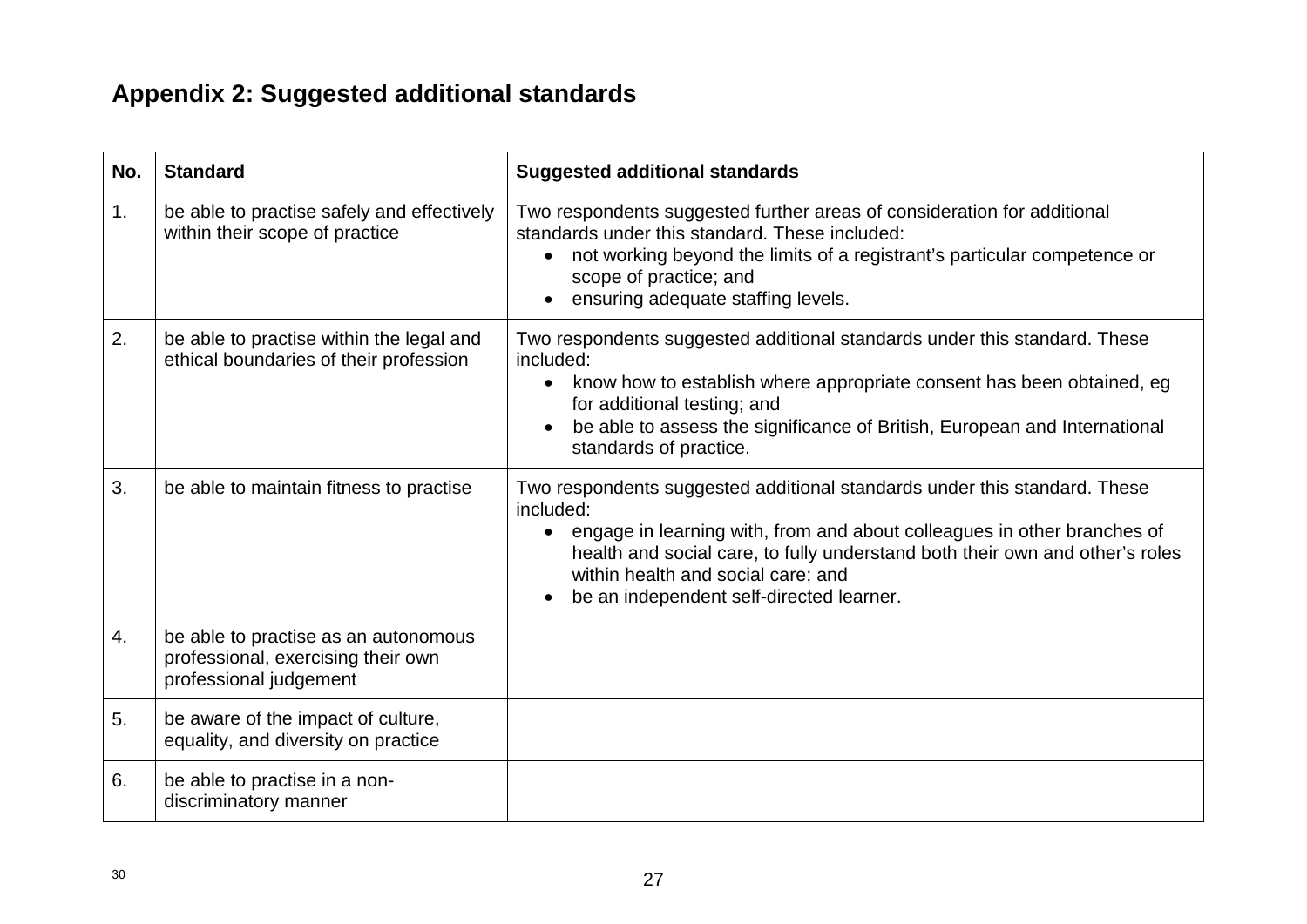## Appendix 2: Suggested additional standards

| No. | Standard | Suggested additional standards |
|---|---|---|
| 1. | be able to practise safely and effectively within their scope of practice | Two respondents suggested further areas of consideration for additional standards under this standard. These included:<br>• not working beyond the limits of a registrant's particular competence or scope of practice; and<br>• ensuring adequate staffing levels. |
| 2. | be able to practise within the legal and ethical boundaries of their profession | Two respondents suggested additional standards under this standard. These included:<br>• know how to establish where appropriate consent has been obtained, eg for additional testing; and<br>• be able to assess the significance of British, European and International standards of practice. |
| 3. | be able to maintain fitness to practise | Two respondents suggested additional standards under this standard. These included:<br>• engage in learning with, from and about colleagues in other branches of health and social care, to fully understand both their own and other's roles within health and social care; and<br>• be an independent self-directed learner. |
| 4. | be able to practise as an autonomous professional, exercising their own professional judgement | |
| 5. | be aware of the impact of culture, equality, and diversity on practice | |
| 6. | be able to practise in a non-discriminatory manner | |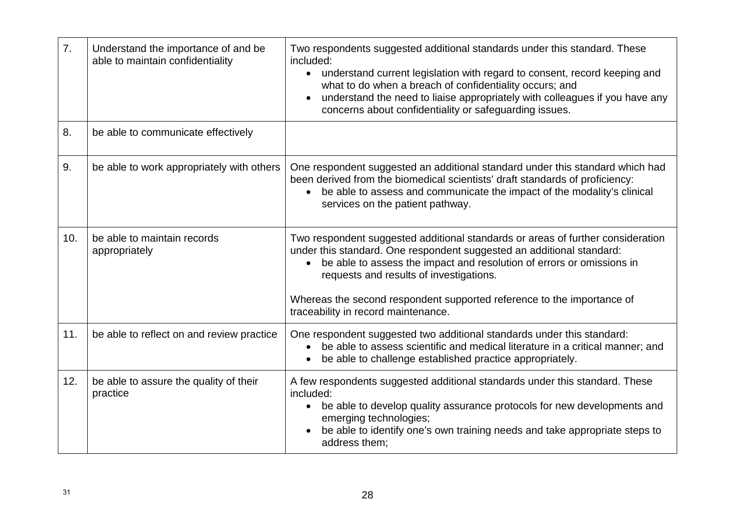| | | |
|---|---|---|
| 7. | Understand the importance of and be able to maintain confidentiality | Two respondents suggested additional standards under this standard. These included:<br>• understand current legislation with regard to consent, record keeping and what to do when a breach of confidentiality occurs; and<br>• understand the need to liaise appropriately with colleagues if you have any concerns about confidentiality or safeguarding issues. |
| 8. | be able to communicate effectively | |
| 9. | be able to work appropriately with others | One respondent suggested an additional standard under this standard which had been derived from the biomedical scientists' draft standards of proficiency:<br>• be able to assess and communicate the impact of the modality's clinical services on the patient pathway. |
| 10. | be able to maintain records appropriately | Two respondent suggested additional standards or areas of further consideration under this standard. One respondent suggested an additional standard:<br>• be able to assess the impact and resolution of errors or omissions in requests and results of investigations.<br><br>Whereas the second respondent supported reference to the importance of traceability in record maintenance. |
| 11. | be able to reflect on and review practice | One respondent suggested two additional standards under this standard:<br>• be able to assess scientific and medical literature in a critical manner; and<br>• be able to challenge established practice appropriately. |
| 12. | be able to assure the quality of their practice | A few respondents suggested additional standards under this standard. These included:<br>• be able to develop quality assurance protocols for new developments and emerging technologies;<br>• be able to identify one's own training needs and take appropriate steps to address them; |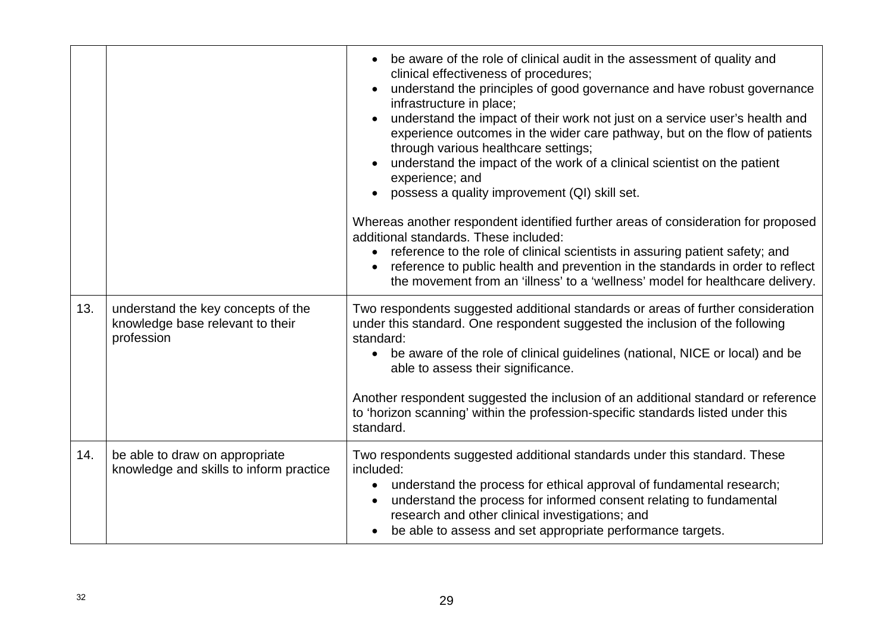| | | |
|---|---|---|
| | | • be aware of the role of clinical audit in the assessment of quality and clinical effectiveness of procedures;<br>• understand the principles of good governance and have robust governance infrastructure in place;<br>• understand the impact of their work not just on a service user's health and experience outcomes in the wider care pathway, but on the flow of patients through various healthcare settings;<br>• understand the impact of the work of a clinical scientist on the patient experience; and<br>• possess a quality improvement (QI) skill set.<br><br>Whereas another respondent identified further areas of consideration for proposed additional standards. These included:<br>• reference to the role of clinical scientists in assuring patient safety; and<br>• reference to public health and prevention in the standards in order to reflect the movement from an 'illness' to a 'wellness' model for healthcare delivery. |
| 13. | understand the key concepts of the knowledge base relevant to their profession | Two respondents suggested additional standards or areas of further consideration under this standard. One respondent suggested the inclusion of the following standard:<br>• be aware of the role of clinical guidelines (national, NICE or local) and be able to assess their significance.<br><br>Another respondent suggested the inclusion of an additional standard or reference to 'horizon scanning' within the profession-specific standards listed under this standard. |
| 14. | be able to draw on appropriate knowledge and skills to inform practice | Two respondents suggested additional standards under this standard. These included:<br>• understand the process for ethical approval of fundamental research;<br>• understand the process for informed consent relating to fundamental research and other clinical investigations; and<br>• be able to assess and set appropriate performance targets. |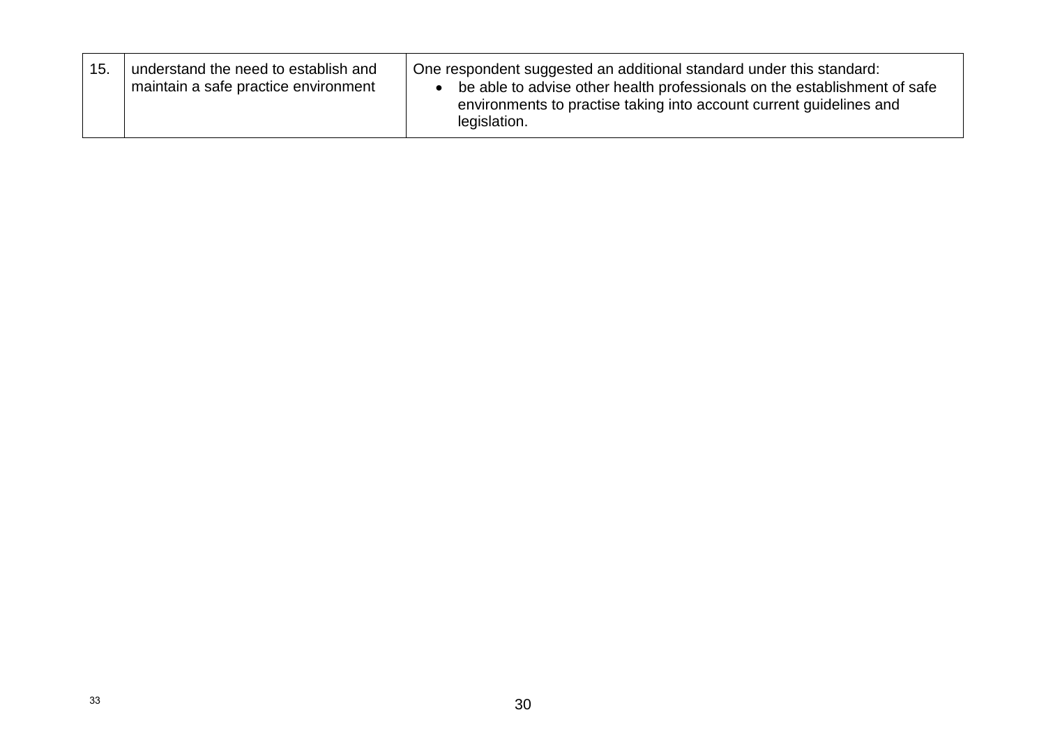| 15. | understand the need to establish and maintain a safe practice environment | One respondent suggested an additional standard under this standard:<br>• be able to advise other health professionals on the establishment of safe environments to practise taking into account current guidelines and legislation. |
|---|---|---|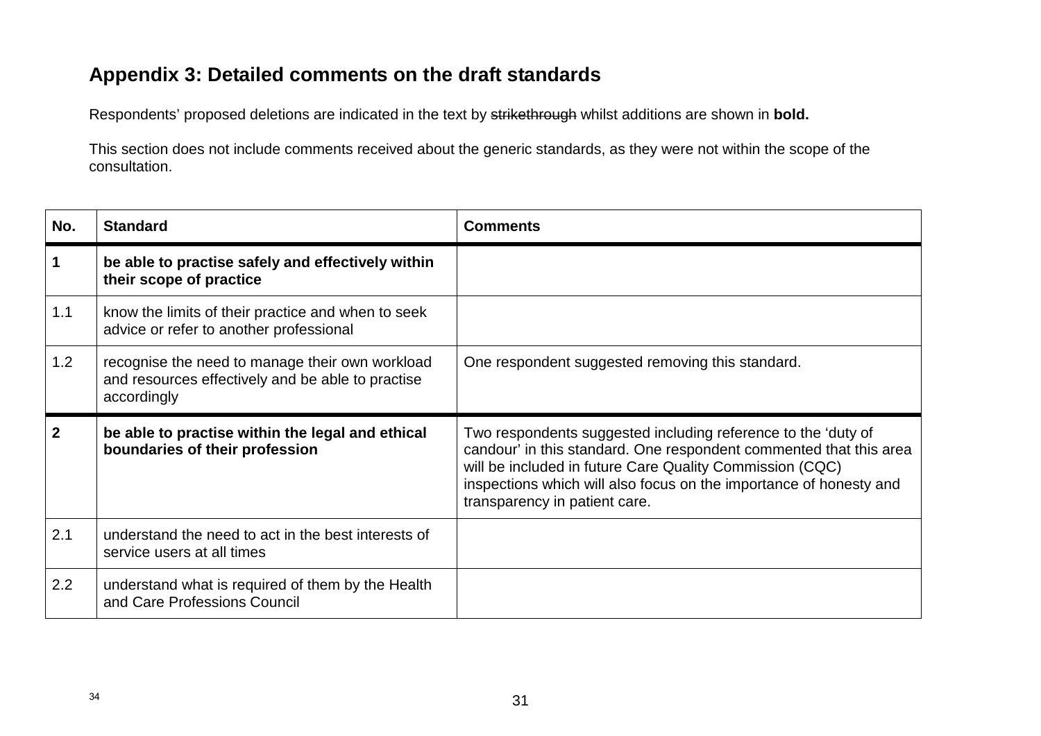## Appendix 3: Detailed comments on the draft standards

Respondents' proposed deletions are indicated in the text by ~~strikethrough~~ whilst additions are shown in **bold.**

This section does not include comments received about the generic standards, as they were not within the scope of the consultation.

| No. | Standard | Comments |
|---|---|---|
| **1** | **be able to practise safely and effectively within their scope of practice** | |
| 1.1 | know the limits of their practice and when to seek advice or refer to another professional | |
| 1.2 | recognise the need to manage their own workload and resources effectively and be able to practise accordingly | One respondent suggested removing this standard. |
| **2** | **be able to practise within the legal and ethical boundaries of their profession** | Two respondents suggested including reference to the 'duty of candour' in this standard. One respondent commented that this area will be included in future Care Quality Commission (CQC) inspections which will also focus on the importance of honesty and transparency in patient care. |
| 2.1 | understand the need to act in the best interests of service users at all times | |
| 2.2 | understand what is required of them by the Health and Care Professions Council | |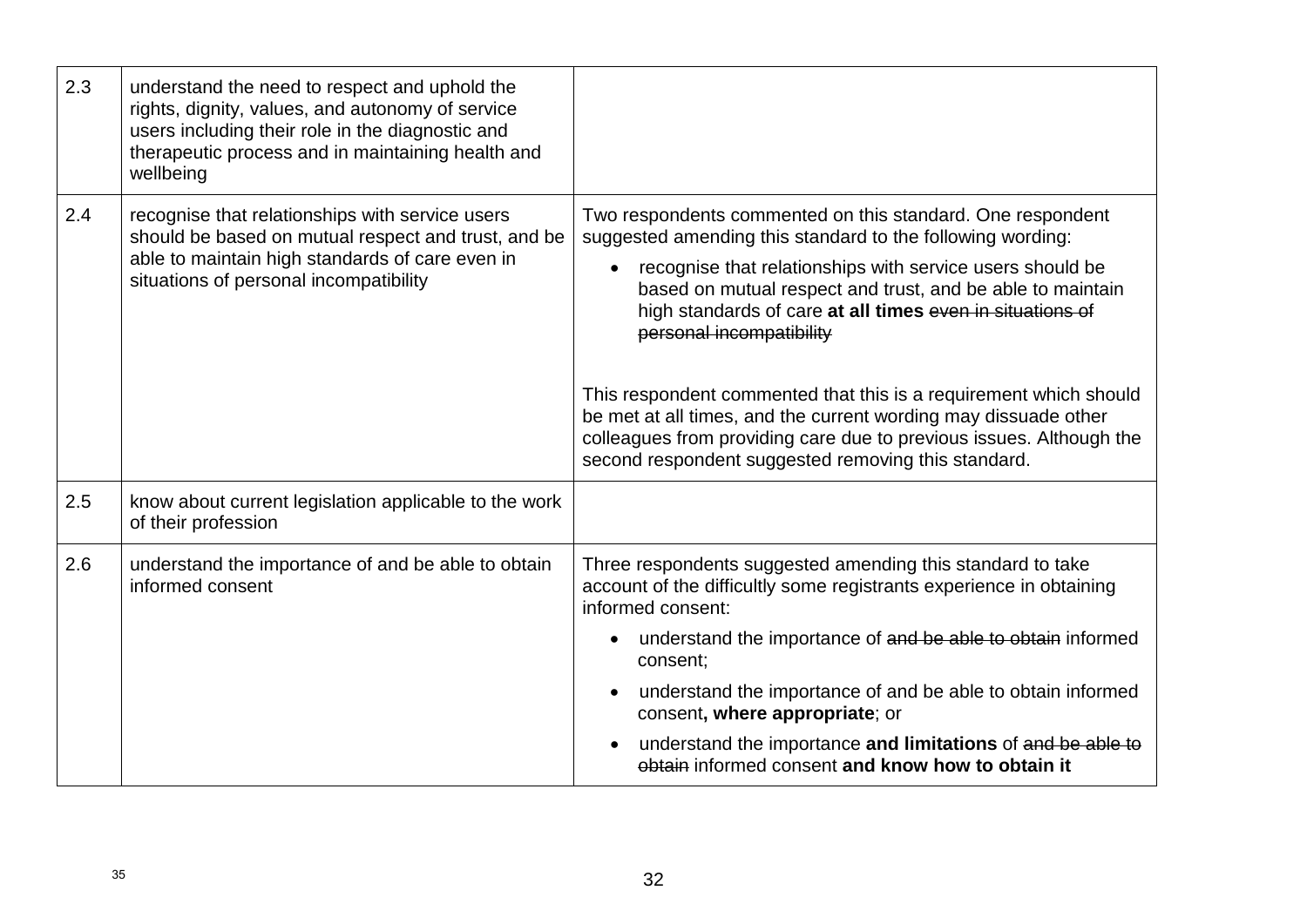| | | |
|---|---|---|
| 2.3 | understand the need to respect and uphold the rights, dignity, values, and autonomy of service users including their role in the diagnostic and therapeutic process and in maintaining health and wellbeing | |
| 2.4 | recognise that relationships with service users should be based on mutual respect and trust, and be able to maintain high standards of care even in situations of personal incompatibility | Two respondents commented on this standard. One respondent suggested amending this standard to the following wording:<br>• recognise that relationships with service users should be based on mutual respect and trust, and be able to maintain high standards of care **at all times** ~~even in situations of personal incompatibility~~<br><br>This respondent commented that this is a requirement which should be met at all times, and the current wording may dissuade other colleagues from providing care due to previous issues. Although the second respondent suggested removing this standard. |
| 2.5 | know about current legislation applicable to the work of their profession | |
| 2.6 | understand the importance of and be able to obtain informed consent | Three respondents suggested amending this standard to take account of the difficultly some registrants experience in obtaining informed consent:<br>• understand the importance of ~~and be able to obtain~~ informed consent;<br>• understand the importance of and be able to obtain informed consent**, where appropriate**; or<br>• understand the importance **and limitations** of ~~and be able to obtain~~ informed consent **and know how to obtain it** |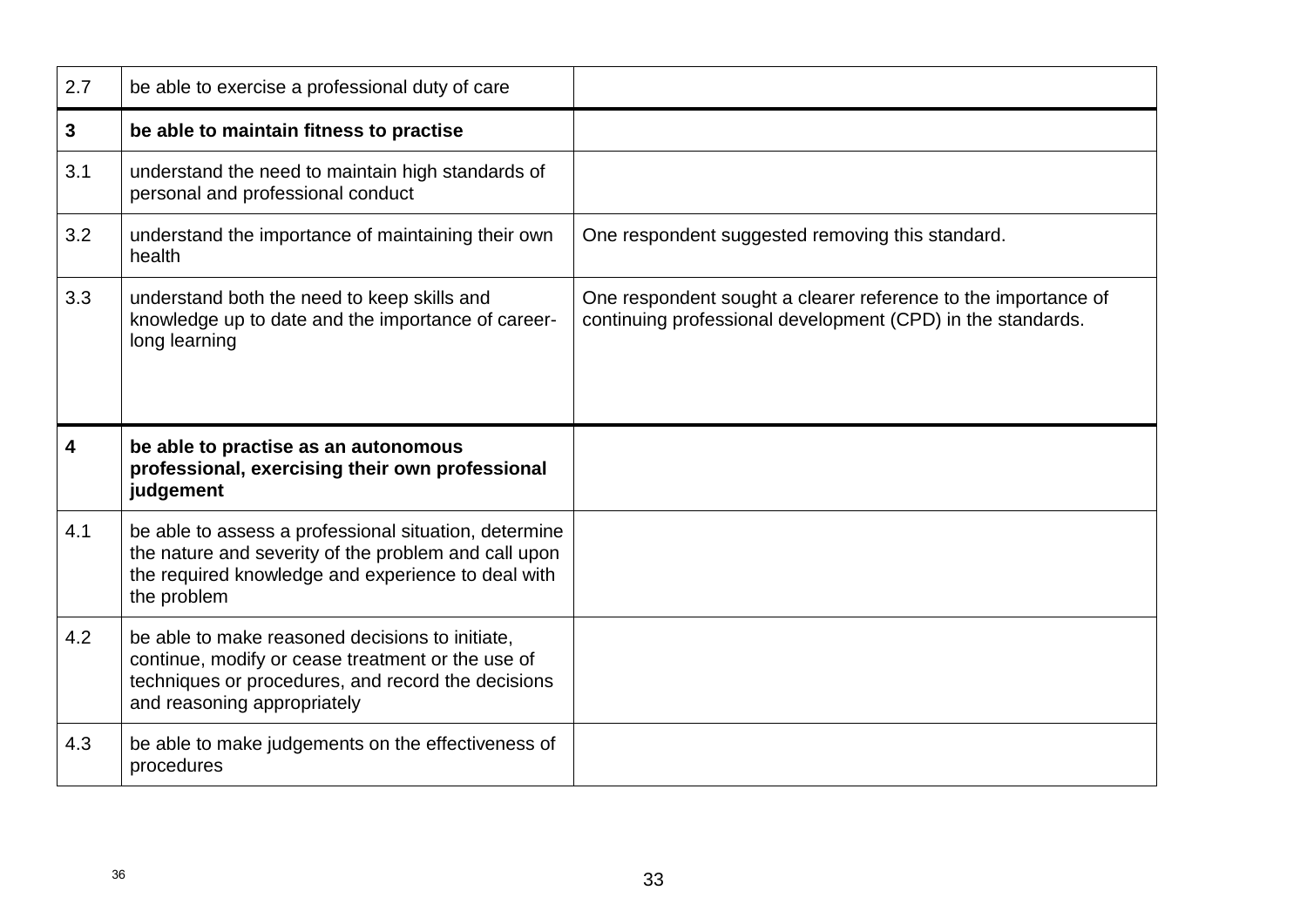| | | |
|---|---|---|
| 2.7 | be able to exercise a professional duty of care | |
| **3** | **be able to maintain fitness to practise** | |
| 3.1 | understand the need to maintain high standards of personal and professional conduct | |
| 3.2 | understand the importance of maintaining their own health | One respondent suggested removing this standard. |
| 3.3 | understand both the need to keep skills and knowledge up to date and the importance of career-long learning | One respondent sought a clearer reference to the importance of continuing professional development (CPD) in the standards. |
| **4** | **be able to practise as an autonomous professional, exercising their own professional judgement** | |
| 4.1 | be able to assess a professional situation, determine the nature and severity of the problem and call upon the required knowledge and experience to deal with the problem | |
| 4.2 | be able to make reasoned decisions to initiate, continue, modify or cease treatment or the use of techniques or procedures, and record the decisions and reasoning appropriately | |
| 4.3 | be able to make judgements on the effectiveness of procedures | |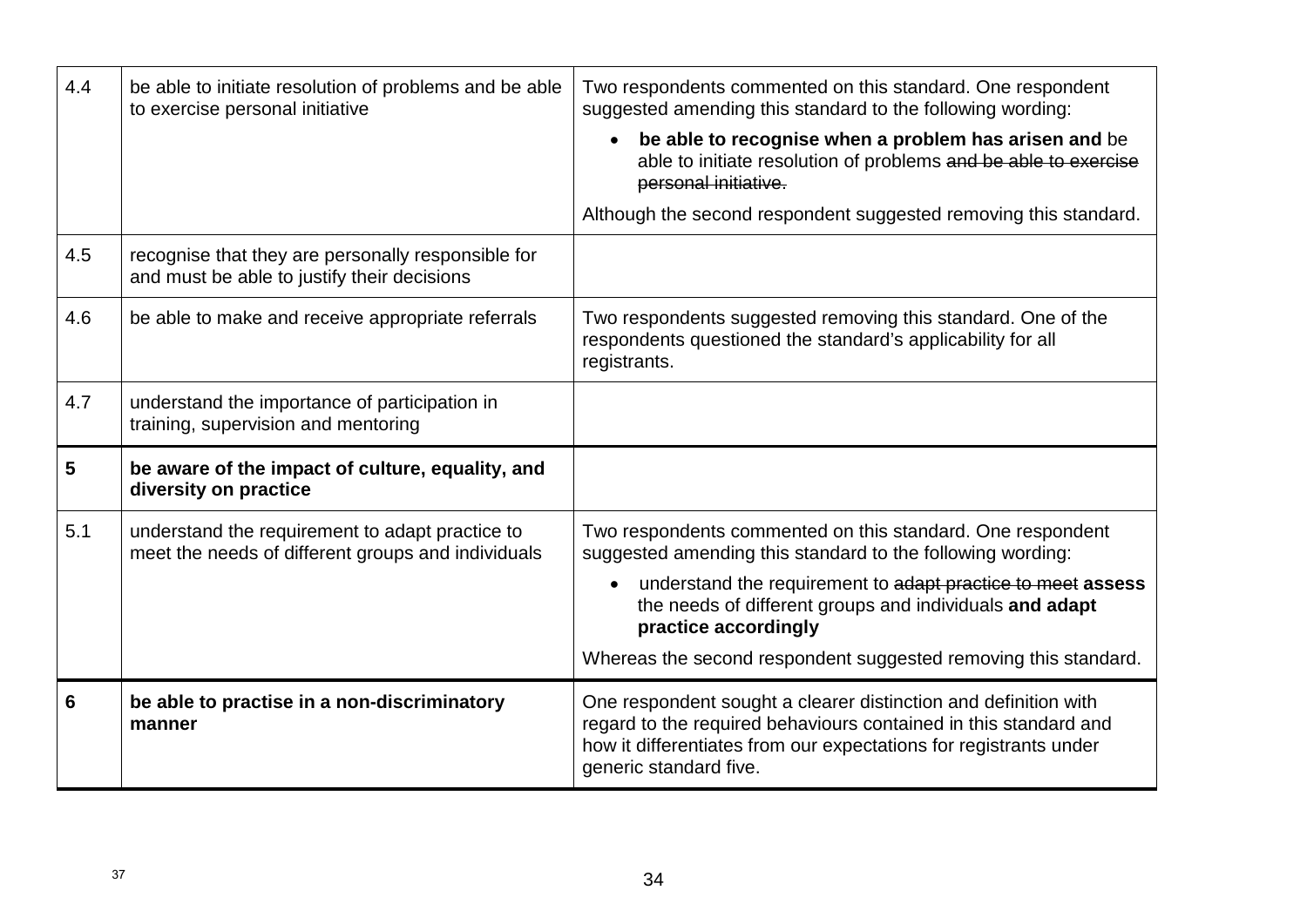| | | |
|---|---|---|
| 4.4 | be able to initiate resolution of problems and be able to exercise personal initiative | Two respondents commented on this standard. One respondent suggested amending this standard to the following wording: <br>• **be able to recognise when a problem has arisen and** be able to initiate resolution of problems ~~and be able to exercise personal initiative.~~ <br>Although the second respondent suggested removing this standard. |
| 4.5 | recognise that they are personally responsible for and must be able to justify their decisions | |
| 4.6 | be able to make and receive appropriate referrals | Two respondents suggested removing this standard. One of the respondents questioned the standard's applicability for all registrants. |
| 4.7 | understand the importance of participation in training, supervision and mentoring | |
| **5** | **be aware of the impact of culture, equality, and diversity on practice** | |
| 5.1 | understand the requirement to adapt practice to meet the needs of different groups and individuals | Two respondents commented on this standard. One respondent suggested amending this standard to the following wording: <br>• understand the requirement to ~~adapt practice to meet~~ **assess** the needs of different groups and individuals **and adapt practice accordingly** <br>Whereas the second respondent suggested removing this standard. |
| **6** | **be able to practise in a non-discriminatory manner** | One respondent sought a clearer distinction and definition with regard to the required behaviours contained in this standard and how it differentiates from our expectations for registrants under generic standard five. |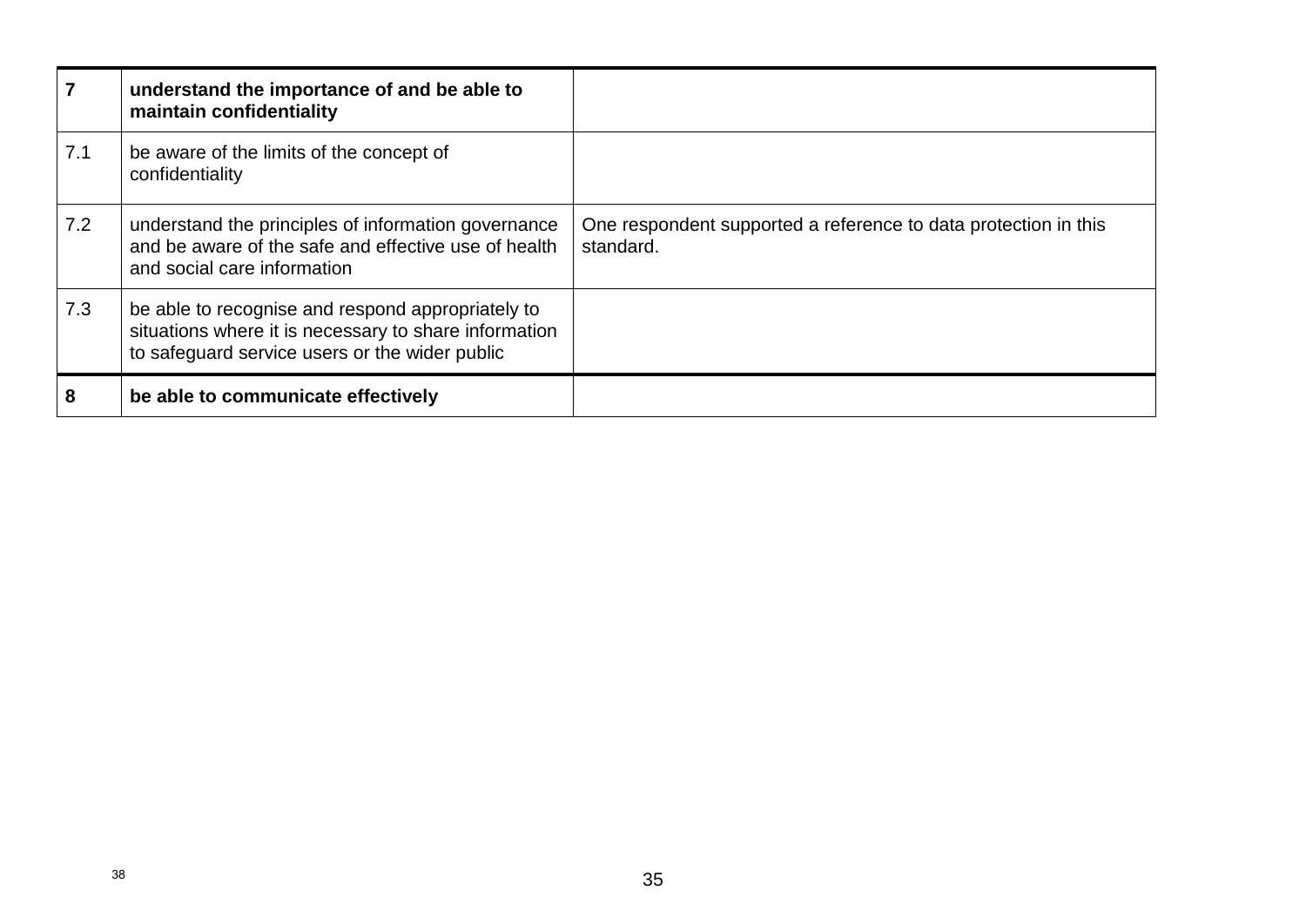| | | |
|---|---|---|
| **7** | **understand the importance of and be able to maintain confidentiality** | |
| 7.1 | be aware of the limits of the concept of confidentiality | |
| 7.2 | understand the principles of information governance and be aware of the safe and effective use of health and social care information | One respondent supported a reference to data protection in this standard. |
| 7.3 | be able to recognise and respond appropriately to situations where it is necessary to share information to safeguard service users or the wider public | |
| **8** | **be able to communicate effectively** | |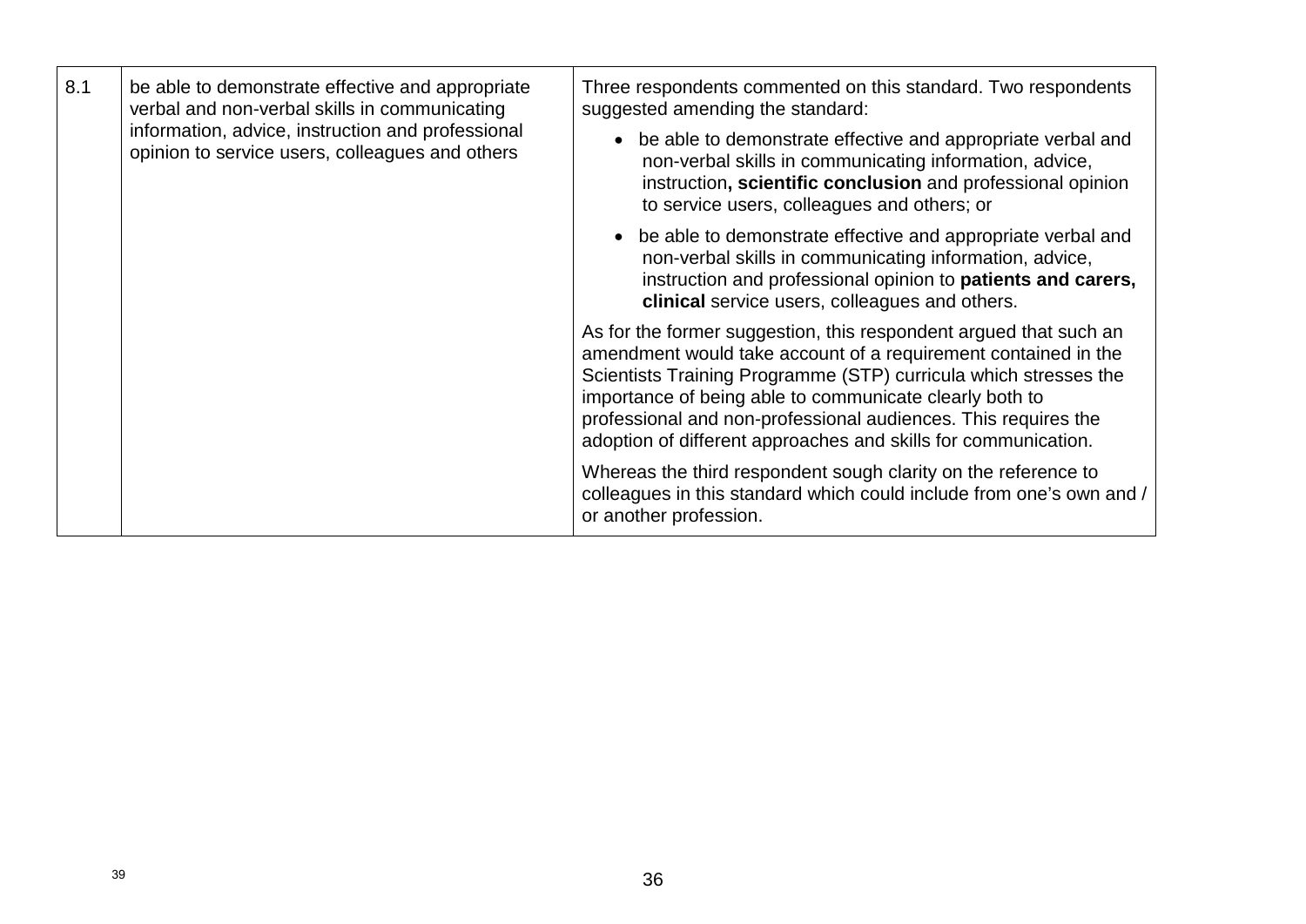| | | |
|---|---|---|
| 8.1 | be able to demonstrate effective and appropriate verbal and non-verbal skills in communicating information, advice, instruction and professional opinion to service users, colleagues and others | Three respondents commented on this standard. Two respondents suggested amending the standard:<br><br>• be able to demonstrate effective and appropriate verbal and non-verbal skills in communicating information, advice, instruction**, scientific conclusion** and professional opinion to service users, colleagues and others; or<br><br>• be able to demonstrate effective and appropriate verbal and non-verbal skills in communicating information, advice, instruction and professional opinion to **patients and carers, clinical** service users, colleagues and others.<br><br>As for the former suggestion, this respondent argued that such an amendment would take account of a requirement contained in the Scientists Training Programme (STP) curricula which stresses the importance of being able to communicate clearly both to professional and non-professional audiences. This requires the adoption of different approaches and skills for communication.<br><br>Whereas the third respondent sough clarity on the reference to colleagues in this standard which could include from one's own and / or another profession. |

39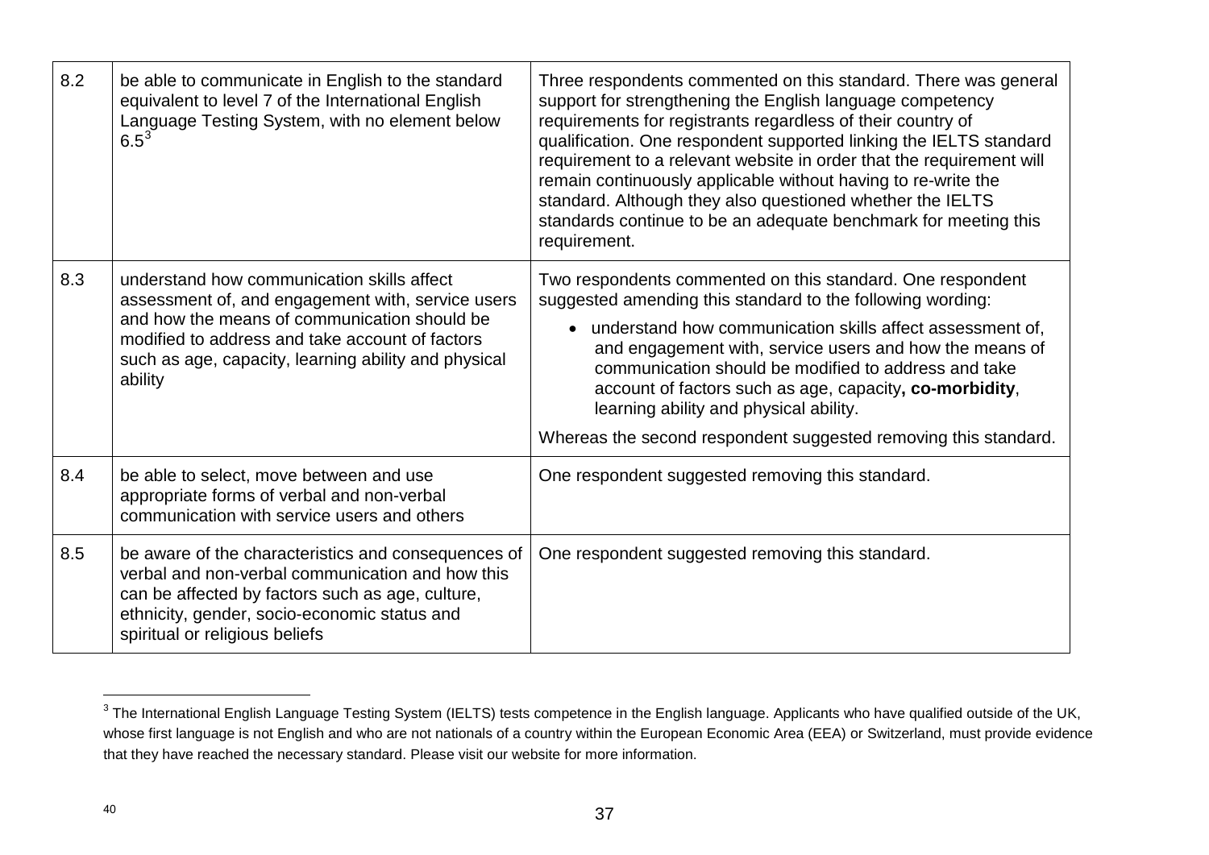| | | |
|---|---|---|
| 8.2 | be able to communicate in English to the standard equivalent to level 7 of the International English Language Testing System, with no element below 6.5[3] | Three respondents commented on this standard. There was general support for strengthening the English language competency requirements for registrants regardless of their country of qualification. One respondent supported linking the IELTS standard requirement to a relevant website in order that the requirement will remain continuously applicable without having to re-write the standard. Although they also questioned whether the IELTS standards continue to be an adequate benchmark for meeting this requirement. |
| 8.3 | understand how communication skills affect assessment of, and engagement with, service users and how the means of communication should be modified to address and take account of factors such as age, capacity, learning ability and physical ability | Two respondents commented on this standard. One respondent suggested amending this standard to the following wording: <br>• understand how communication skills affect assessment of, and engagement with, service users and how the means of communication should be modified to address and take account of factors such as age, capacity**, co-morbidity**, learning ability and physical ability. <br>Whereas the second respondent suggested removing this standard. |
| 8.4 | be able to select, move between and use appropriate forms of verbal and non-verbal communication with service users and others | One respondent suggested removing this standard. |
| 8.5 | be aware of the characteristics and consequences of verbal and non-verbal communication and how this can be affected by factors such as age, culture, ethnicity, gender, socio-economic status and spiritual or religious beliefs | One respondent suggested removing this standard. |

[3] The International English Language Testing System (IELTS) tests competence in the English language. Applicants who have qualified outside of the UK, whose first language is not English and who are not nationals of a country within the European Economic Area (EEA) or Switzerland, must provide evidence that they have reached the necessary standard. Please visit our website for more information.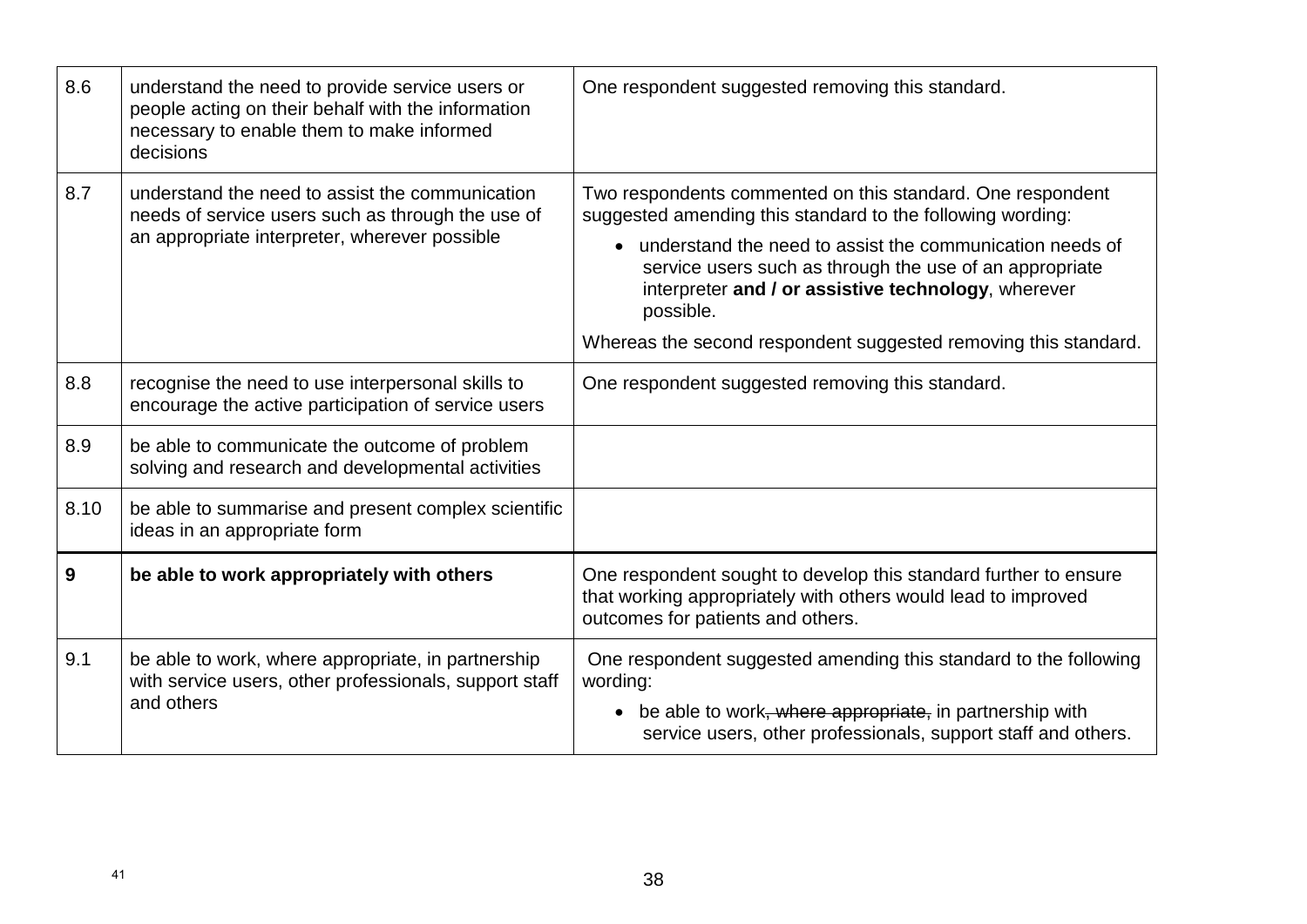| | | |
|---|---|---|
| 8.6 | understand the need to provide service users or people acting on their behalf with the information necessary to enable them to make informed decisions | One respondent suggested removing this standard. |
| 8.7 | understand the need to assist the communication needs of service users such as through the use of an appropriate interpreter, wherever possible | Two respondents commented on this standard. One respondent suggested amending this standard to the following wording:<br>• understand the need to assist the communication needs of service users such as through the use of an appropriate interpreter **and / or assistive technology**, wherever possible.<br>Whereas the second respondent suggested removing this standard. |
| 8.8 | recognise the need to use interpersonal skills to encourage the active participation of service users | One respondent suggested removing this standard. |
| 8.9 | be able to communicate the outcome of problem solving and research and developmental activities | |
| 8.10 | be able to summarise and present complex scientific ideas in an appropriate form | |
| **9** | **be able to work appropriately with others** | One respondent sought to develop this standard further to ensure that working appropriately with others would lead to improved outcomes for patients and others. |
| 9.1 | be able to work, where appropriate, in partnership with service users, other professionals, support staff and others | One respondent suggested amending this standard to the following wording:<br>• be able to work~~, where appropriate,~~ in partnership with service users, other professionals, support staff and others. |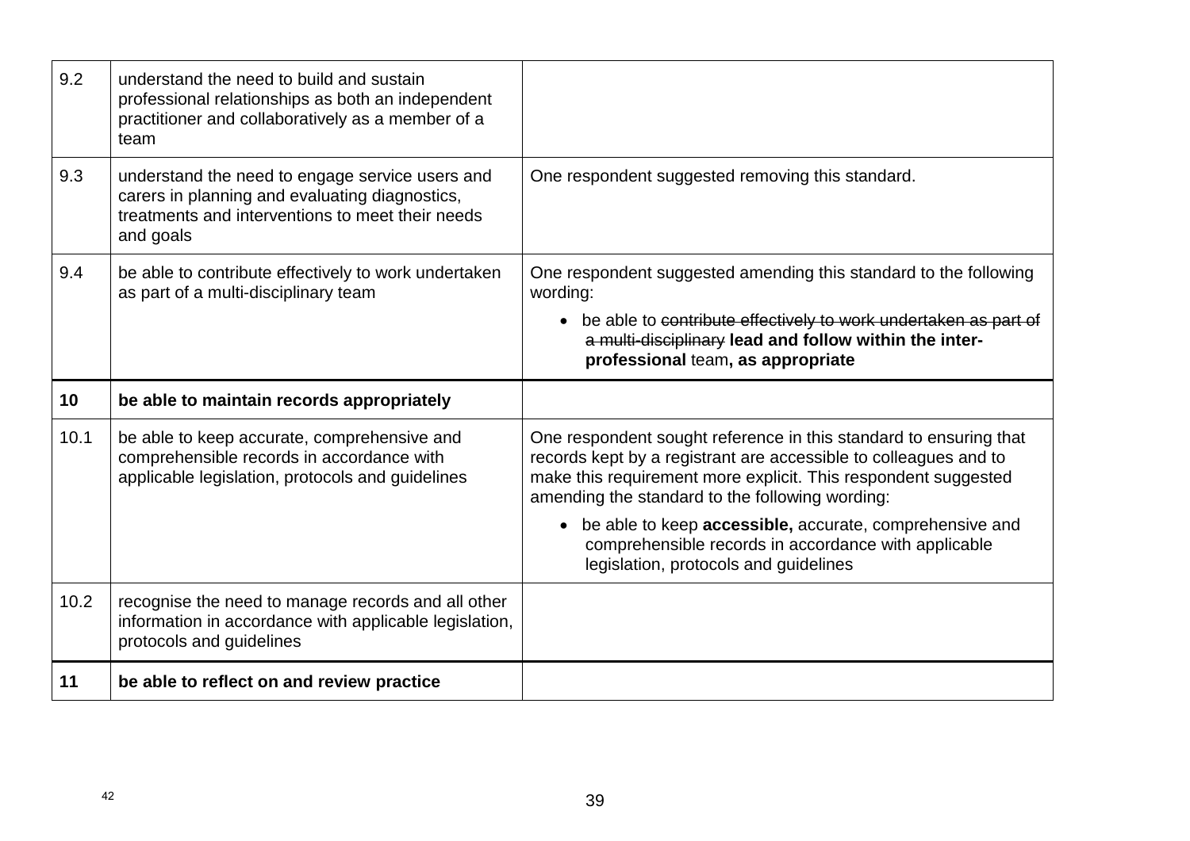| | | |
|---|---|---|
| 9.2 | understand the need to build and sustain professional relationships as both an independent practitioner and collaboratively as a member of a team | |
| 9.3 | understand the need to engage service users and carers in planning and evaluating diagnostics, treatments and interventions to meet their needs and goals | One respondent suggested removing this standard. |
| 9.4 | be able to contribute effectively to work undertaken as part of a multi-disciplinary team | One respondent suggested amending this standard to the following wording: <br>• be able to ~~contribute effectively to work undertaken as part of a multi-disciplinary~~ **lead and follow within the inter-professional** team**, as appropriate** |
| **10** | **be able to maintain records appropriately** | |
| 10.1 | be able to keep accurate, comprehensive and comprehensible records in accordance with applicable legislation, protocols and guidelines | One respondent sought reference in this standard to ensuring that records kept by a registrant are accessible to colleagues and to make this requirement more explicit. This respondent suggested amending the standard to the following wording: <br>• be able to keep **accessible,** accurate, comprehensive and comprehensible records in accordance with applicable legislation, protocols and guidelines |
| 10.2 | recognise the need to manage records and all other information in accordance with applicable legislation, protocols and guidelines | |
| **11** | **be able to reflect on and review practice** | |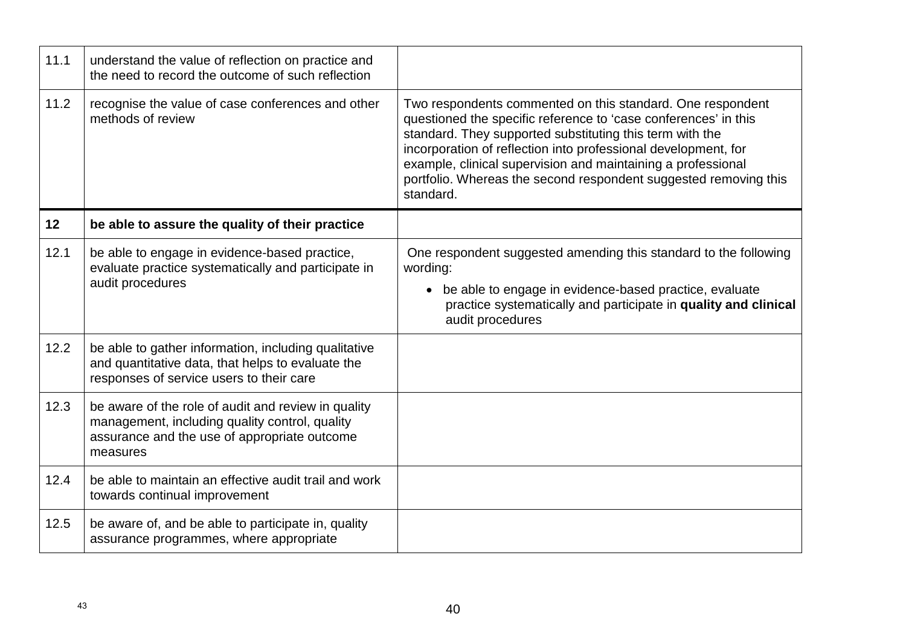| | | |
|---|---|---|
| 11.1 | understand the value of reflection on practice and the need to record the outcome of such reflection | |
| 11.2 | recognise the value of case conferences and other methods of review | Two respondents commented on this standard. One respondent questioned the specific reference to 'case conferences' in this standard. They supported substituting this term with the incorporation of reflection into professional development, for example, clinical supervision and maintaining a professional portfolio. Whereas the second respondent suggested removing this standard. |
| **12** | **be able to assure the quality of their practice** | |
| 12.1 | be able to engage in evidence-based practice, evaluate practice systematically and participate in audit procedures | One respondent suggested amending this standard to the following wording:<br>• be able to engage in evidence-based practice, evaluate practice systematically and participate in **quality and clinical** audit procedures |
| 12.2 | be able to gather information, including qualitative and quantitative data, that helps to evaluate the responses of service users to their care | |
| 12.3 | be aware of the role of audit and review in quality management, including quality control, quality assurance and the use of appropriate outcome measures | |
| 12.4 | be able to maintain an effective audit trail and work towards continual improvement | |
| 12.5 | be aware of, and be able to participate in, quality assurance programmes, where appropriate | |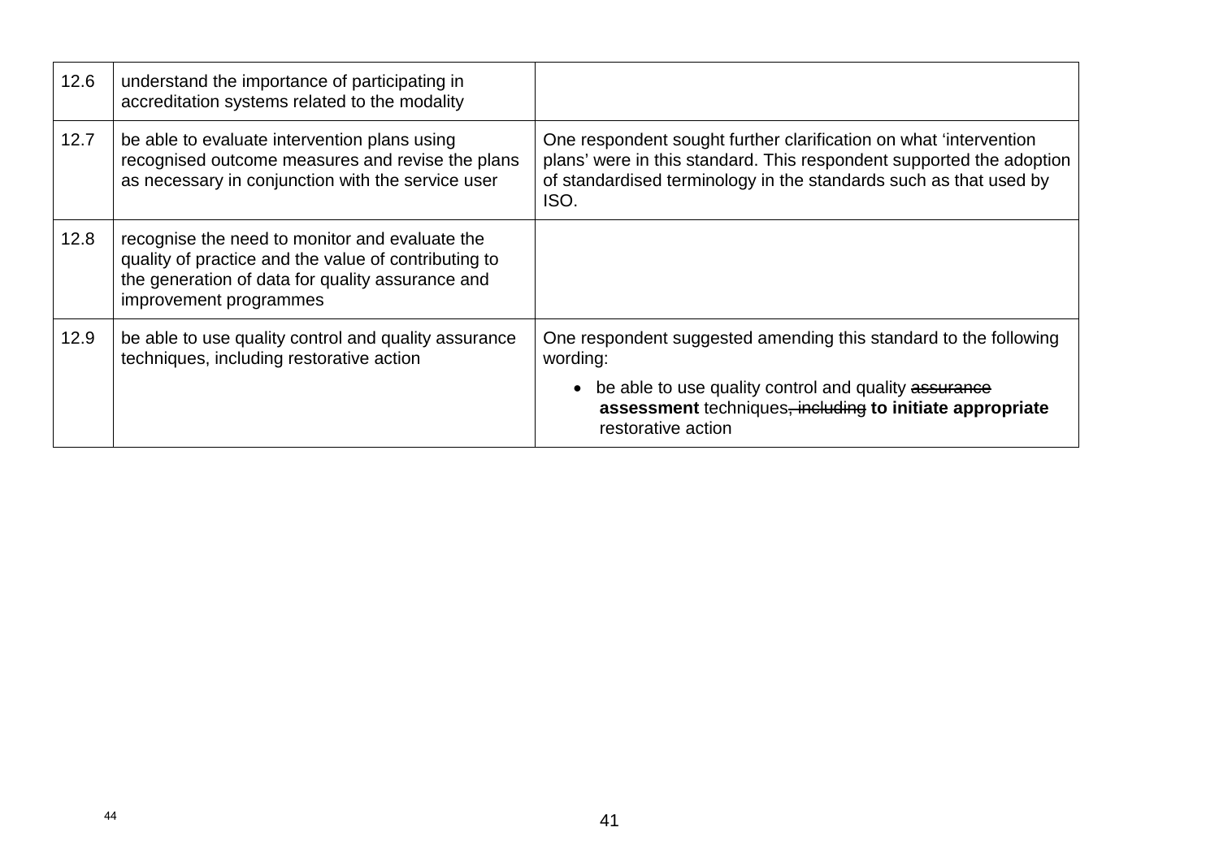| | | |
|---|---|---|
| 12.6 | understand the importance of participating in accreditation systems related to the modality | |
| 12.7 | be able to evaluate intervention plans using recognised outcome measures and revise the plans as necessary in conjunction with the service user | One respondent sought further clarification on what 'intervention plans' were in this standard. This respondent supported the adoption of standardised terminology in the standards such as that used by ISO. |
| 12.8 | recognise the need to monitor and evaluate the quality of practice and the value of contributing to the generation of data for quality assurance and improvement programmes | |
| 12.9 | be able to use quality control and quality assurance techniques, including restorative action | One respondent suggested amending this standard to the following wording:<br>• be able to use quality control and quality ~~assurance~~ **assessment** techniques~~, including~~ **to initiate appropriate** restorative action |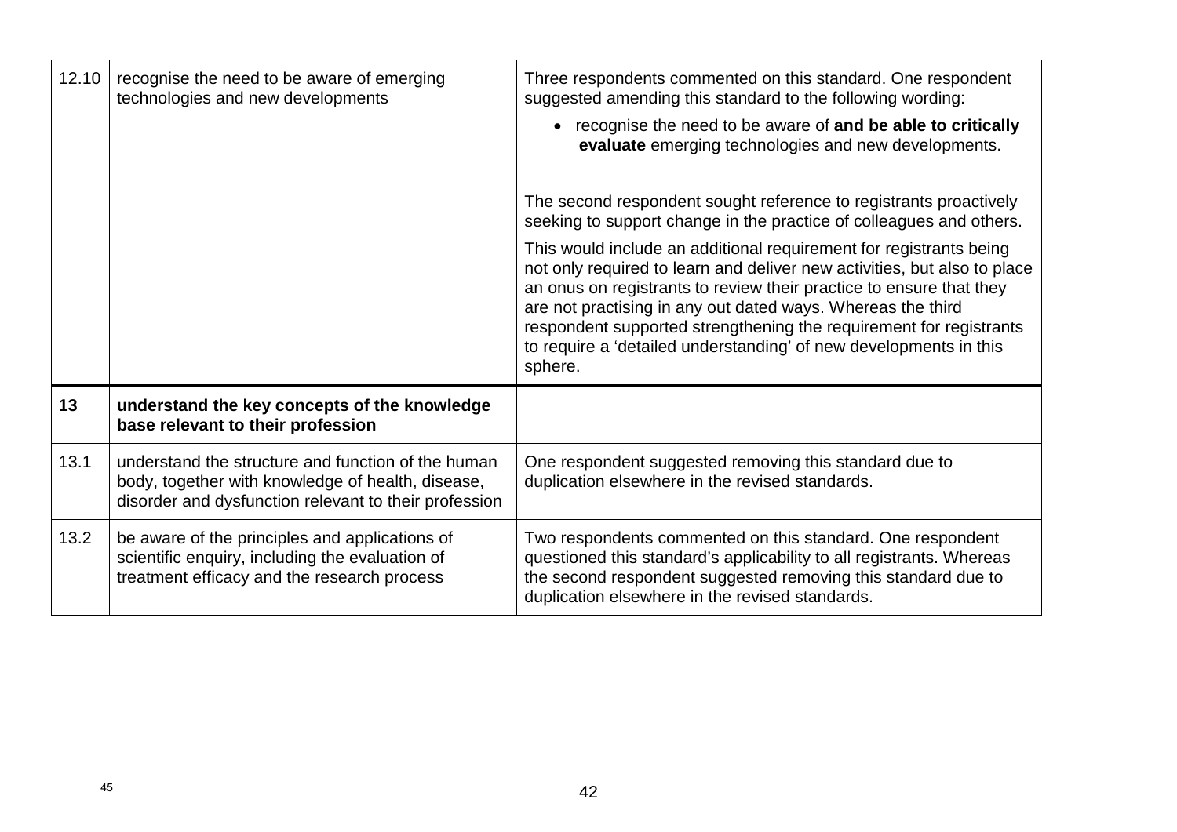| | | |
|---|---|---|
| 12.10 | recognise the need to be aware of emerging technologies and new developments | Three respondents commented on this standard. One respondent suggested amending this standard to the following wording:<br>• recognise the need to be aware of **and be able to critically evaluate** emerging technologies and new developments.<br><br>The second respondent sought reference to registrants proactively seeking to support change in the practice of colleagues and others.<br>This would include an additional requirement for registrants being not only required to learn and deliver new activities, but also to place an onus on registrants to review their practice to ensure that they are not practising in any out dated ways. Whereas the third respondent supported strengthening the requirement for registrants to require a 'detailed understanding' of new developments in this sphere. |
| **13** | **understand the key concepts of the knowledge base relevant to their profession** | |
| 13.1 | understand the structure and function of the human body, together with knowledge of health, disease, disorder and dysfunction relevant to their profession | One respondent suggested removing this standard due to duplication elsewhere in the revised standards. |
| 13.2 | be aware of the principles and applications of scientific enquiry, including the evaluation of treatment efficacy and the research process | Two respondents commented on this standard. One respondent questioned this standard's applicability to all registrants. Whereas the second respondent suggested removing this standard due to duplication elsewhere in the revised standards. |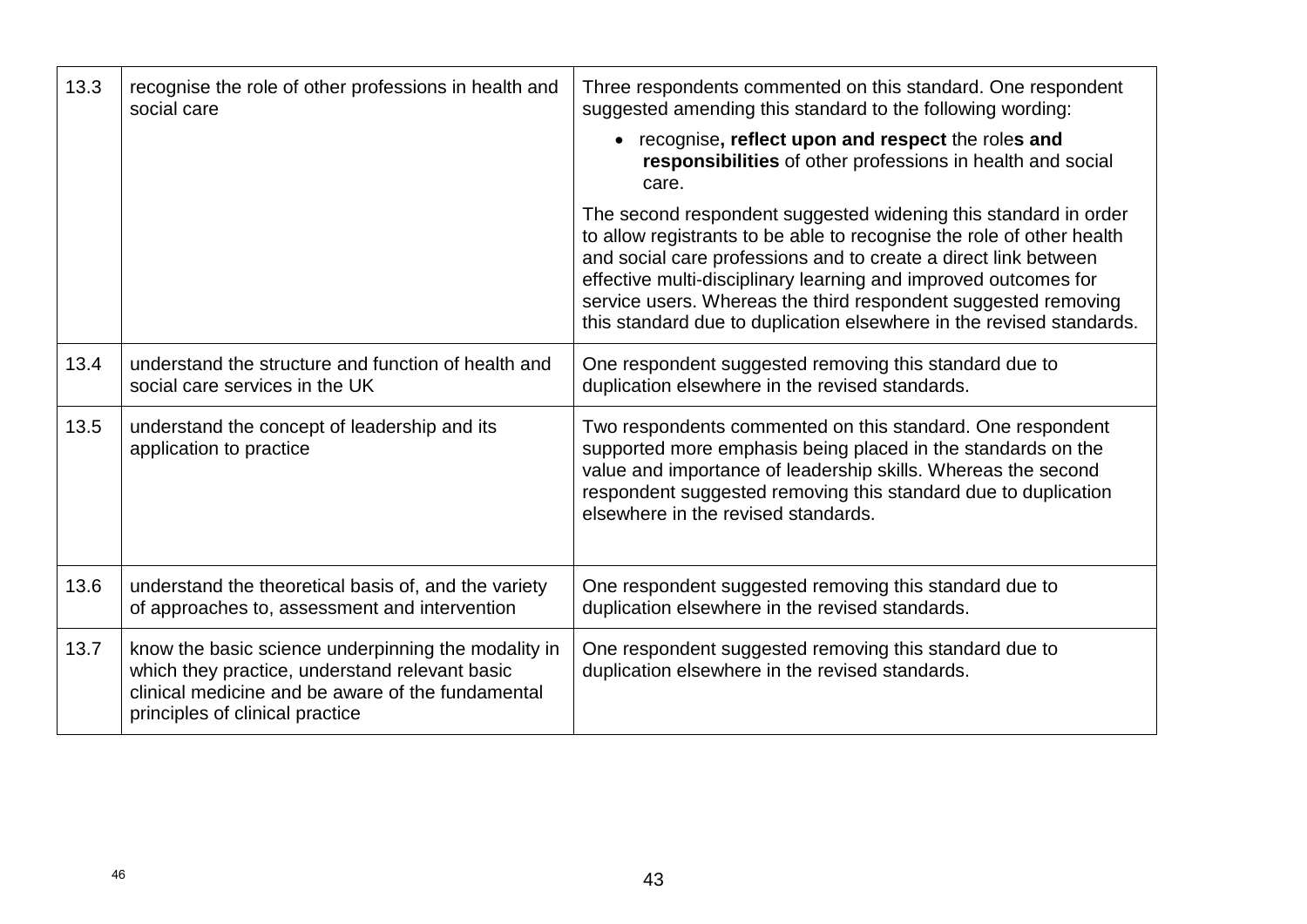| 13.3 | recognise the role of other professions in health and social care | Three respondents commented on this standard. One respondent suggested amending this standard to the following wording: <br>• recognise**, reflect upon and respect** the role**s and responsibilities** of other professions in health and social care. <br>The second respondent suggested widening this standard in order to allow registrants to be able to recognise the role of other health and social care professions and to create a direct link between effective multi-disciplinary learning and improved outcomes for service users. Whereas the third respondent suggested removing this standard due to duplication elsewhere in the revised standards. |
|---|---|---|
| 13.4 | understand the structure and function of health and social care services in the UK | One respondent suggested removing this standard due to duplication elsewhere in the revised standards. |
| 13.5 | understand the concept of leadership and its application to practice | Two respondents commented on this standard. One respondent supported more emphasis being placed in the standards on the value and importance of leadership skills. Whereas the second respondent suggested removing this standard due to duplication elsewhere in the revised standards. |
| 13.6 | understand the theoretical basis of, and the variety of approaches to, assessment and intervention | One respondent suggested removing this standard due to duplication elsewhere in the revised standards. |
| 13.7 | know the basic science underpinning the modality in which they practice, understand relevant basic clinical medicine and be aware of the fundamental principles of clinical practice | One respondent suggested removing this standard due to duplication elsewhere in the revised standards. |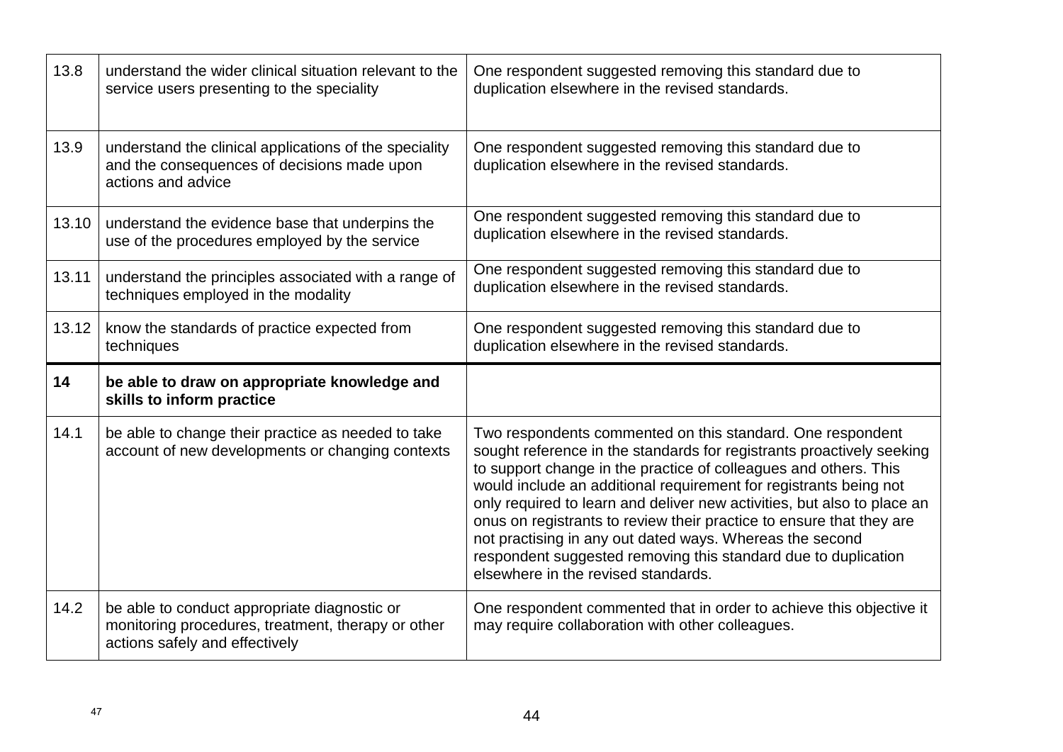| | | |
|---|---|---|
| 13.8 | understand the wider clinical situation relevant to the service users presenting to the speciality | One respondent suggested removing this standard due to duplication elsewhere in the revised standards. |
| 13.9 | understand the clinical applications of the speciality and the consequences of decisions made upon actions and advice | One respondent suggested removing this standard due to duplication elsewhere in the revised standards. |
| 13.10 | understand the evidence base that underpins the use of the procedures employed by the service | One respondent suggested removing this standard due to duplication elsewhere in the revised standards. |
| 13.11 | understand the principles associated with a range of techniques employed in the modality | One respondent suggested removing this standard due to duplication elsewhere in the revised standards. |
| 13.12 | know the standards of practice expected from techniques | One respondent suggested removing this standard due to duplication elsewhere in the revised standards. |
| **14** | **be able to draw on appropriate knowledge and skills to inform practice** | |
| 14.1 | be able to change their practice as needed to take account of new developments or changing contexts | Two respondents commented on this standard. One respondent sought reference in the standards for registrants proactively seeking to support change in the practice of colleagues and others. This would include an additional requirement for registrants being not only required to learn and deliver new activities, but also to place an onus on registrants to review their practice to ensure that they are not practising in any out dated ways. Whereas the second respondent suggested removing this standard due to duplication elsewhere in the revised standards. |
| 14.2 | be able to conduct appropriate diagnostic or monitoring procedures, treatment, therapy or other actions safely and effectively | One respondent commented that in order to achieve this objective it may require collaboration with other colleagues. |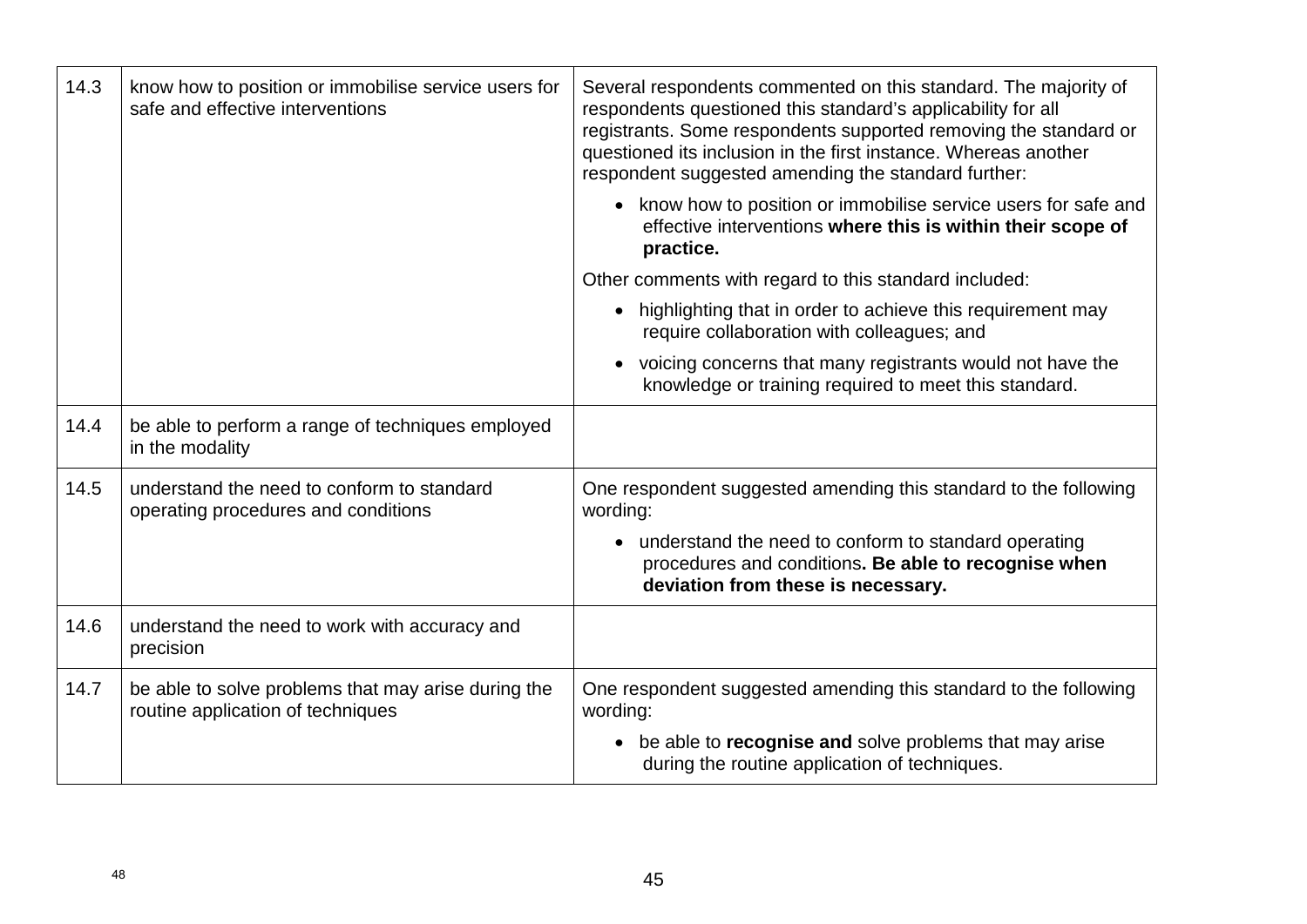| | | |
|---|---|---|
| 14.3 | know how to position or immobilise service users for safe and effective interventions | Several respondents commented on this standard. The majority of respondents questioned this standard's applicability for all registrants. Some respondents supported removing the standard or questioned its inclusion in the first instance. Whereas another respondent suggested amending the standard further:<br><br>• know how to position or immobilise service users for safe and effective interventions **where this is within their scope of practice.**<br><br>Other comments with regard to this standard included:<br><br>• highlighting that in order to achieve this requirement may require collaboration with colleagues; and<br><br>• voicing concerns that many registrants would not have the knowledge or training required to meet this standard. |
| 14.4 | be able to perform a range of techniques employed in the modality | |
| 14.5 | understand the need to conform to standard operating procedures and conditions | One respondent suggested amending this standard to the following wording:<br><br>• understand the need to conform to standard operating procedures and conditions**. Be able to recognise when deviation from these is necessary.** |
| 14.6 | understand the need to work with accuracy and precision | |
| 14.7 | be able to solve problems that may arise during the routine application of techniques | One respondent suggested amending this standard to the following wording:<br><br>• be able to **recognise and** solve problems that may arise during the routine application of techniques. |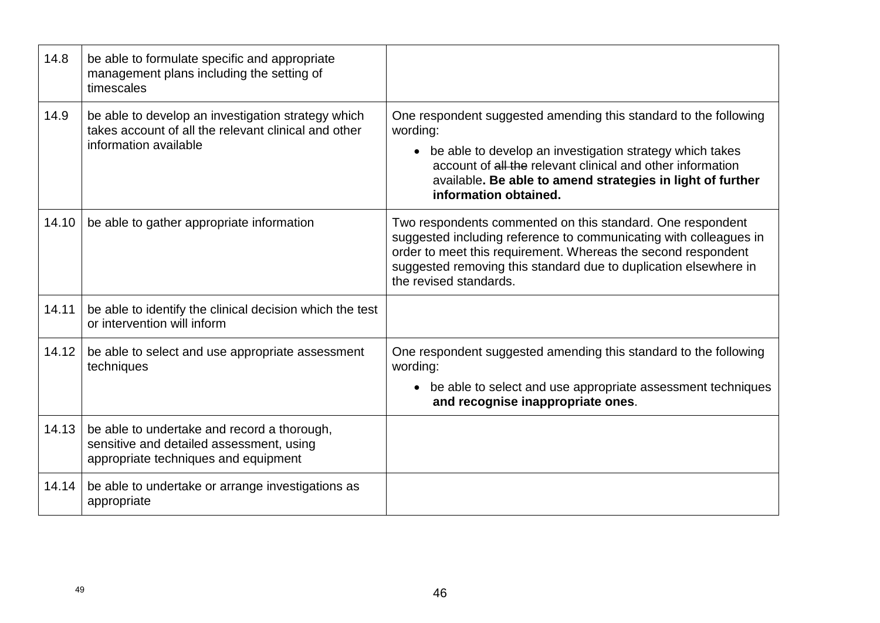| | | |
|---|---|---|
| 14.8 | be able to formulate specific and appropriate management plans including the setting of timescales | |
| 14.9 | be able to develop an investigation strategy which takes account of all the relevant clinical and other information available | One respondent suggested amending this standard to the following wording: <br>• be able to develop an investigation strategy which takes account of ~~all the~~ relevant clinical and other information available**. Be able to amend strategies in light of further information obtained.** |
| 14.10 | be able to gather appropriate information | Two respondents commented on this standard. One respondent suggested including reference to communicating with colleagues in order to meet this requirement. Whereas the second respondent suggested removing this standard due to duplication elsewhere in the revised standards. |
| 14.11 | be able to identify the clinical decision which the test or intervention will inform | |
| 14.12 | be able to select and use appropriate assessment techniques | One respondent suggested amending this standard to the following wording: <br>• be able to select and use appropriate assessment techniques **and recognise inappropriate ones**. |
| 14.13 | be able to undertake and record a thorough, sensitive and detailed assessment, using appropriate techniques and equipment | |
| 14.14 | be able to undertake or arrange investigations as appropriate | |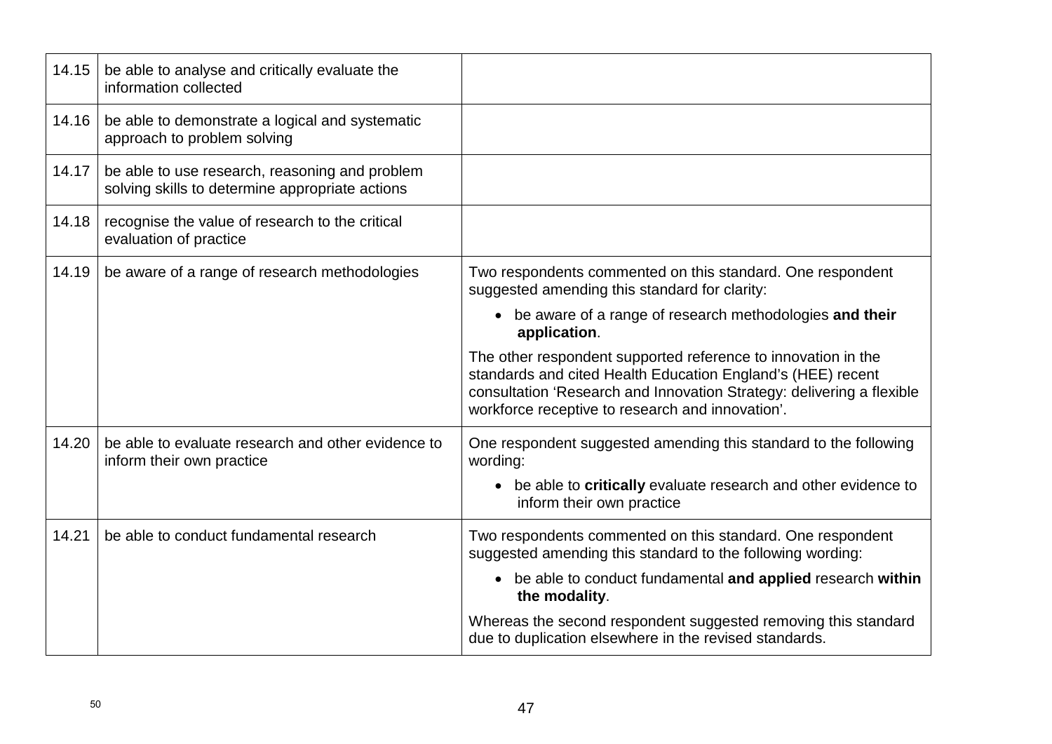| | | |
|---|---|---|
| 14.15 | be able to analyse and critically evaluate the information collected | |
| 14.16 | be able to demonstrate a logical and systematic approach to problem solving | |
| 14.17 | be able to use research, reasoning and problem solving skills to determine appropriate actions | |
| 14.18 | recognise the value of research to the critical evaluation of practice | |
| 14.19 | be aware of a range of research methodologies | Two respondents commented on this standard. One respondent suggested amending this standard for clarity:<br>• be aware of a range of research methodologies **and their application**.<br>The other respondent supported reference to innovation in the standards and cited Health Education England's (HEE) recent consultation 'Research and Innovation Strategy: delivering a flexible workforce receptive to research and innovation'. |
| 14.20 | be able to evaluate research and other evidence to inform their own practice | One respondent suggested amending this standard to the following wording:<br>• be able to **critically** evaluate research and other evidence to inform their own practice |
| 14.21 | be able to conduct fundamental research | Two respondents commented on this standard. One respondent suggested amending this standard to the following wording:<br>• be able to conduct fundamental **and applied** research **within the modality**.<br>Whereas the second respondent suggested removing this standard due to duplication elsewhere in the revised standards. |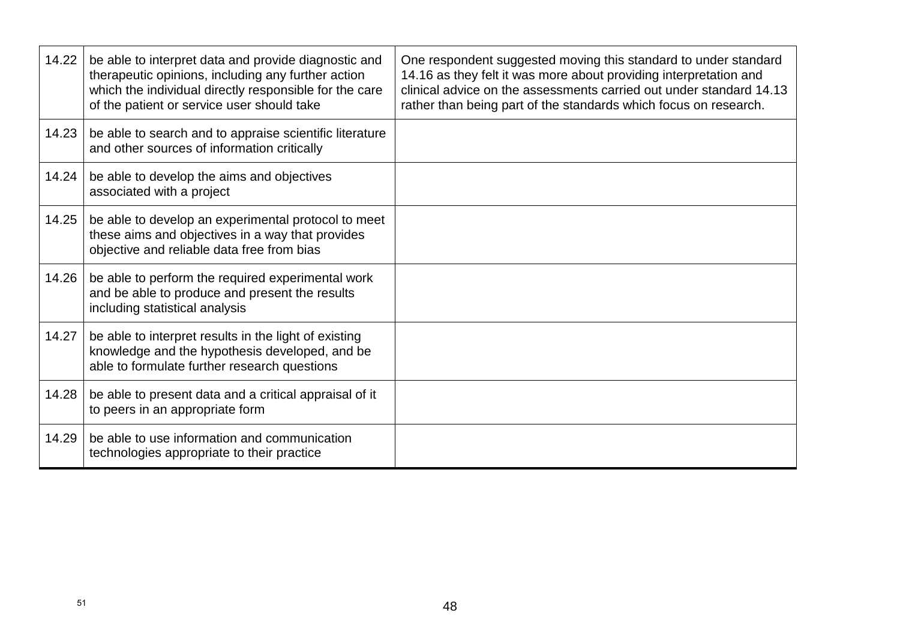| | | |
|---|---|---|
| 14.22 | be able to interpret data and provide diagnostic and therapeutic opinions, including any further action which the individual directly responsible for the care of the patient or service user should take | One respondent suggested moving this standard to under standard 14.16 as they felt it was more about providing interpretation and clinical advice on the assessments carried out under standard 14.13 rather than being part of the standards which focus on research. |
| 14.23 | be able to search and to appraise scientific literature and other sources of information critically | |
| 14.24 | be able to develop the aims and objectives associated with a project | |
| 14.25 | be able to develop an experimental protocol to meet these aims and objectives in a way that provides objective and reliable data free from bias | |
| 14.26 | be able to perform the required experimental work and be able to produce and present the results including statistical analysis | |
| 14.27 | be able to interpret results in the light of existing knowledge and the hypothesis developed, and be able to formulate further research questions | |
| 14.28 | be able to present data and a critical appraisal of it to peers in an appropriate form | |
| 14.29 | be able to use information and communication technologies appropriate to their practice | |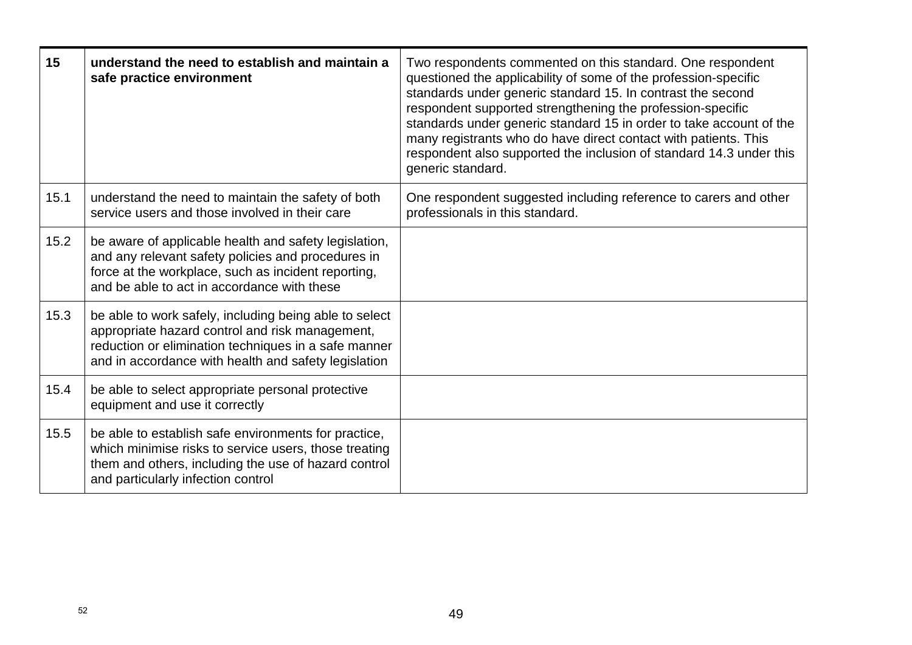| | | |
|---|---|---|
| **15** | **understand the need to establish and maintain a safe practice environment** | Two respondents commented on this standard. One respondent questioned the applicability of some of the profession-specific standards under generic standard 15. In contrast the second respondent supported strengthening the profession-specific standards under generic standard 15 in order to take account of the many registrants who do have direct contact with patients. This respondent also supported the inclusion of standard 14.3 under this generic standard. |
| 15.1 | understand the need to maintain the safety of both service users and those involved in their care | One respondent suggested including reference to carers and other professionals in this standard. |
| 15.2 | be aware of applicable health and safety legislation, and any relevant safety policies and procedures in force at the workplace, such as incident reporting, and be able to act in accordance with these | |
| 15.3 | be able to work safely, including being able to select appropriate hazard control and risk management, reduction or elimination techniques in a safe manner and in accordance with health and safety legislation | |
| 15.4 | be able to select appropriate personal protective equipment and use it correctly | |
| 15.5 | be able to establish safe environments for practice, which minimise risks to service users, those treating them and others, including the use of hazard control and particularly infection control | |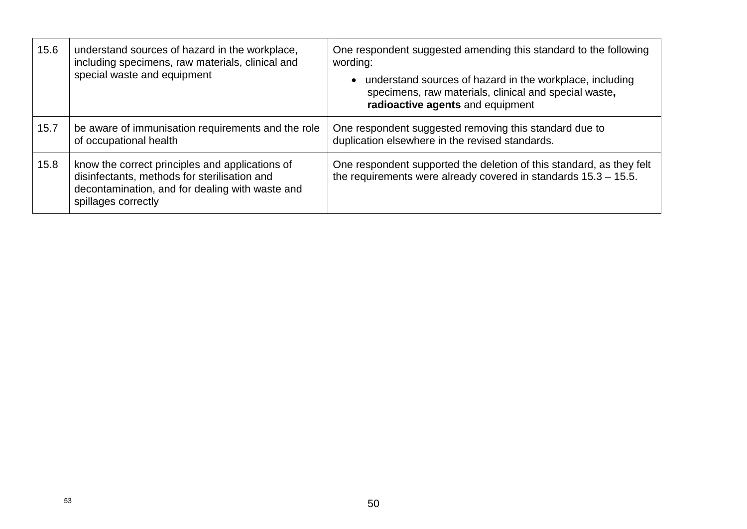| | | |
|---|---|---|
| 15.6 | understand sources of hazard in the workplace, including specimens, raw materials, clinical and special waste and equipment | One respondent suggested amending this standard to the following wording: <br>• understand sources of hazard in the workplace, including specimens, raw materials, clinical and special waste**, radioactive agents** and equipment |
| 15.7 | be aware of immunisation requirements and the role of occupational health | One respondent suggested removing this standard due to duplication elsewhere in the revised standards. |
| 15.8 | know the correct principles and applications of disinfectants, methods for sterilisation and decontamination, and for dealing with waste and spillages correctly | One respondent supported the deletion of this standard, as they felt the requirements were already covered in standards 15.3 – 15.5. |